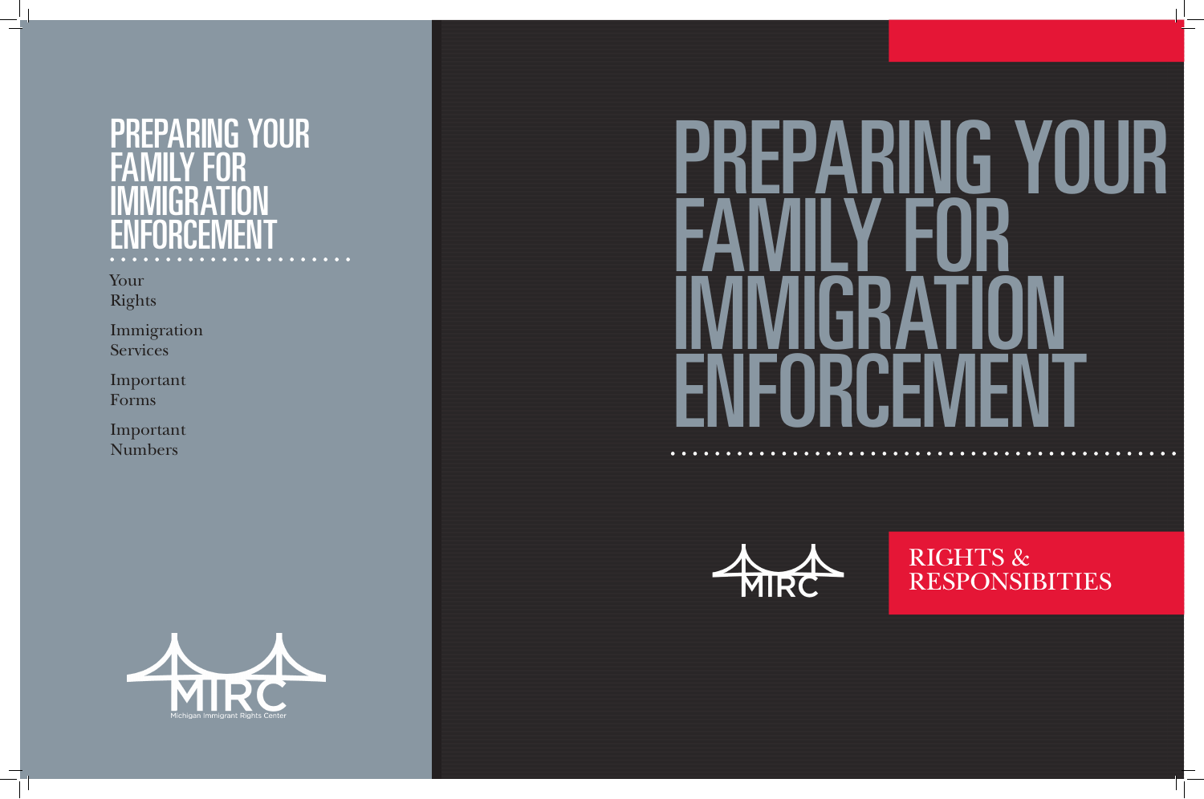# PREPARING YOUR FAMILY FOR IMMIGRATION ENFORCEMENT

Your Rights

Immigration Services

Important Forms

Important Numbers

MIRC

Michigan Immigrant Rights Center

# PREPARING YOUR FAMILY FOR IMMIGRATION ENFORCEMENT

MIRC

RIGHTS & RESPONSIBITIES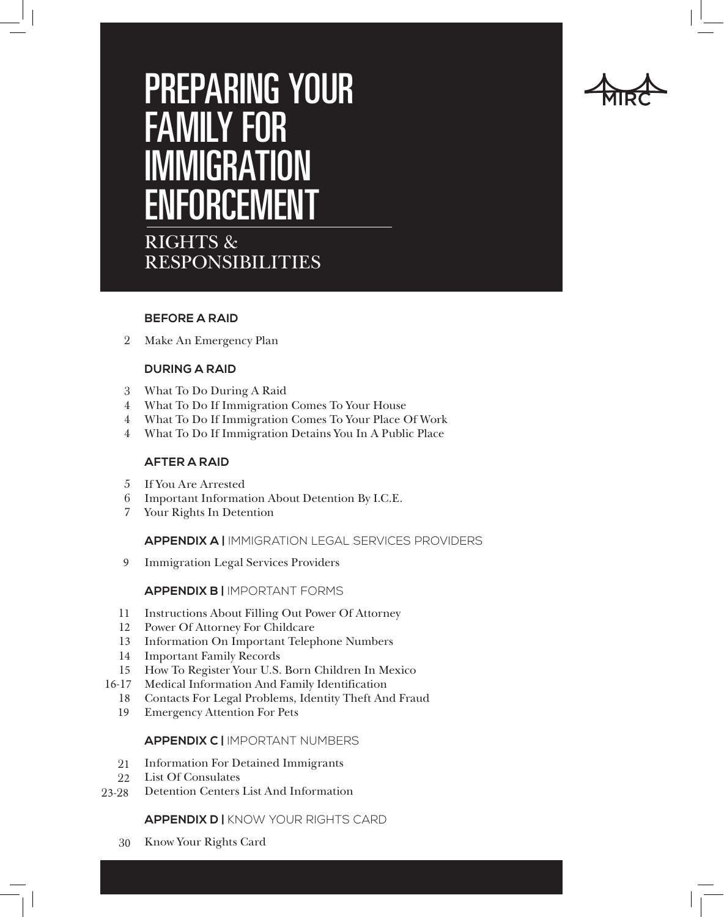# PREPARING YOUR FAMILY FOR IMMIGRATION ENFORCEMENT

## RIGHTS & RESPONSIBILITIES

MIRC

**BEFORE A RAID**

2 Make An Emergency Plan

**DURING A RAID**

3 What To Do During A Raid
4 What To Do If Immigration Comes To Your House
4 What To Do If Immigration Comes To Your Place Of Work
4 What To Do If Immigration Detains You In A Public Place

**AFTER A RAID**

5 If You Are Arrested
6 Important Information About Detention By I.C.E.
7 Your Rights In Detention

**APPENDIX A |** IMMIGRATION LEGAL SERVICES PROVIDERS

9 Immigration Legal Services Providers

**APPENDIX B |** IMPORTANT FORMS

11 Instructions About Filling Out Power Of Attorney
12 Power Of Attorney For Childcare
13 Information On Important Telephone Numbers
14 Important Family Records
15 How To Register Your U.S. Born Children In Mexico
16-17 Medical Information And Family Identification
18 Contacts For Legal Problems, Identity Theft And Fraud
19 Emergency Attention For Pets

**APPENDIX C |** IMPORTANT NUMBERS

21 Information For Detained Immigrants
22 List Of Consulates
23-28 Detention Centers List And Information

**APPENDIX D |** KNOW YOUR RIGHTS CARD

30 Know Your Rights Card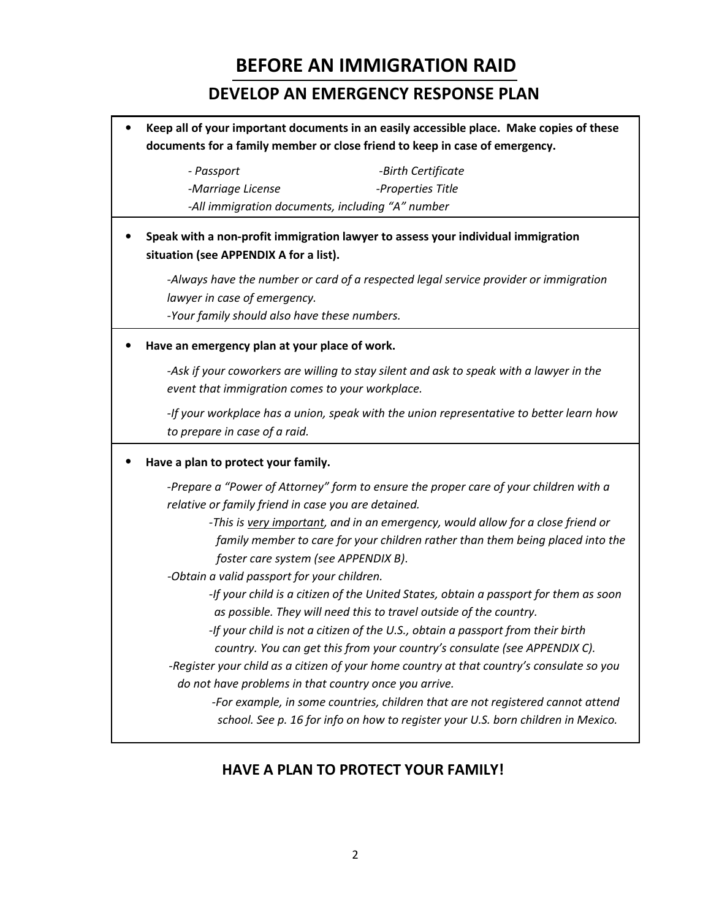# BEFORE AN IMMIGRATION RAID

## DEVELOP AN EMERGENCY RESPONSE PLAN

- **Keep all of your important documents in an easily accessible place. Make copies of these documents for a family member or close friend to keep in case of emergency.**

  *- Passport* *-Birth Certificate*
  *-Marriage License* *-Properties Title*
  *-All immigration documents, including "A" number*

- **Speak with a non-profit immigration lawyer to assess your individual immigration situation (see APPENDIX A for a list).**

  *-Always have the number or card of a respected legal service provider or immigration lawyer in case of emergency.*
  *-Your family should also have these numbers.*

- **Have an emergency plan at your place of work.**

  *-Ask if your coworkers are willing to stay silent and ask to speak with a lawyer in the event that immigration comes to your workplace.*

  *-If your workplace has a union, speak with the union representative to better learn how to prepare in case of a raid.*

- **Have a plan to protect your family.**

  *-Prepare a "Power of Attorney" form to ensure the proper care of your children with a relative or family friend in case you are detained.*
  *-This is <u>very important</u>, and in an emergency, would allow for a close friend or family member to care for your children rather than them being placed into the foster care system (see APPENDIX B).*
  *-Obtain a valid passport for your children.*
  *-If your child is a citizen of the United States, obtain a passport for them as soon as possible. They will need this to travel outside of the country.*
  *-If your child is not a citizen of the U.S., obtain a passport from their birth country. You can get this from your country's consulate (see APPENDIX C).*
  *-Register your child as a citizen of your home country at that country's consulate so you do not have problems in that country once you arrive.*
  *-For example, in some countries, children that are not registered cannot attend school. See p. 16 for info on how to register your U.S. born children in Mexico.*

### HAVE A PLAN TO PROTECT YOUR FAMILY!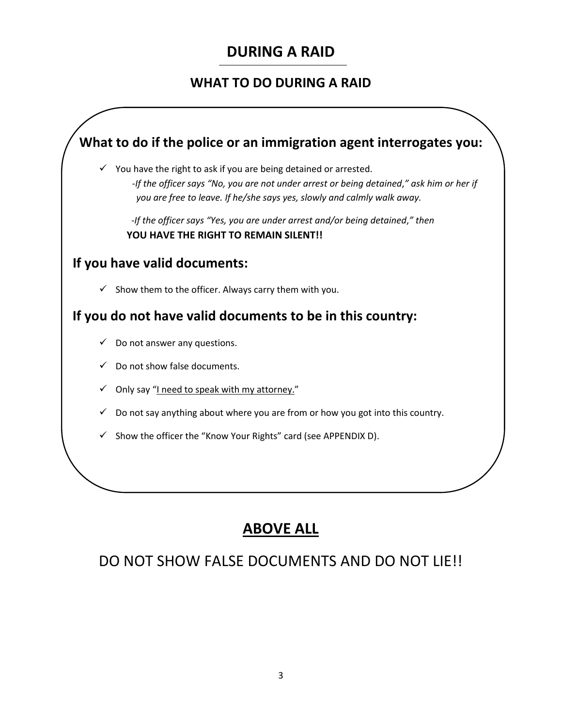# DURING A RAID

## WHAT TO DO DURING A RAID

### What to do if the police or an immigration agent interrogates you:

- ✓ You have the right to ask if you are being detained or arrested.
  - *-If the officer says "No, you are not under arrest or being detained," ask him or her if you are free to leave. If he/she says yes, slowly and calmly walk away.*
  - *-If the officer says "Yes, you are under arrest and/or being detained," then* **YOU HAVE THE RIGHT TO REMAIN SILENT!!**

### If you have valid documents:

- ✓ Show them to the officer. Always carry them with you.

### If you do not have valid documents to be in this country:

- ✓ Do not answer any questions.
- ✓ Do not show false documents.
- ✓ Only say "<u>I need to speak with my attorney.</u>"
- ✓ Do not say anything about where you are from or how you got into this country.
- ✓ Show the officer the "Know Your Rights" card (see APPENDIX D).

## <u>ABOVE ALL</u>

DO NOT SHOW FALSE DOCUMENTS AND DO NOT LIE!!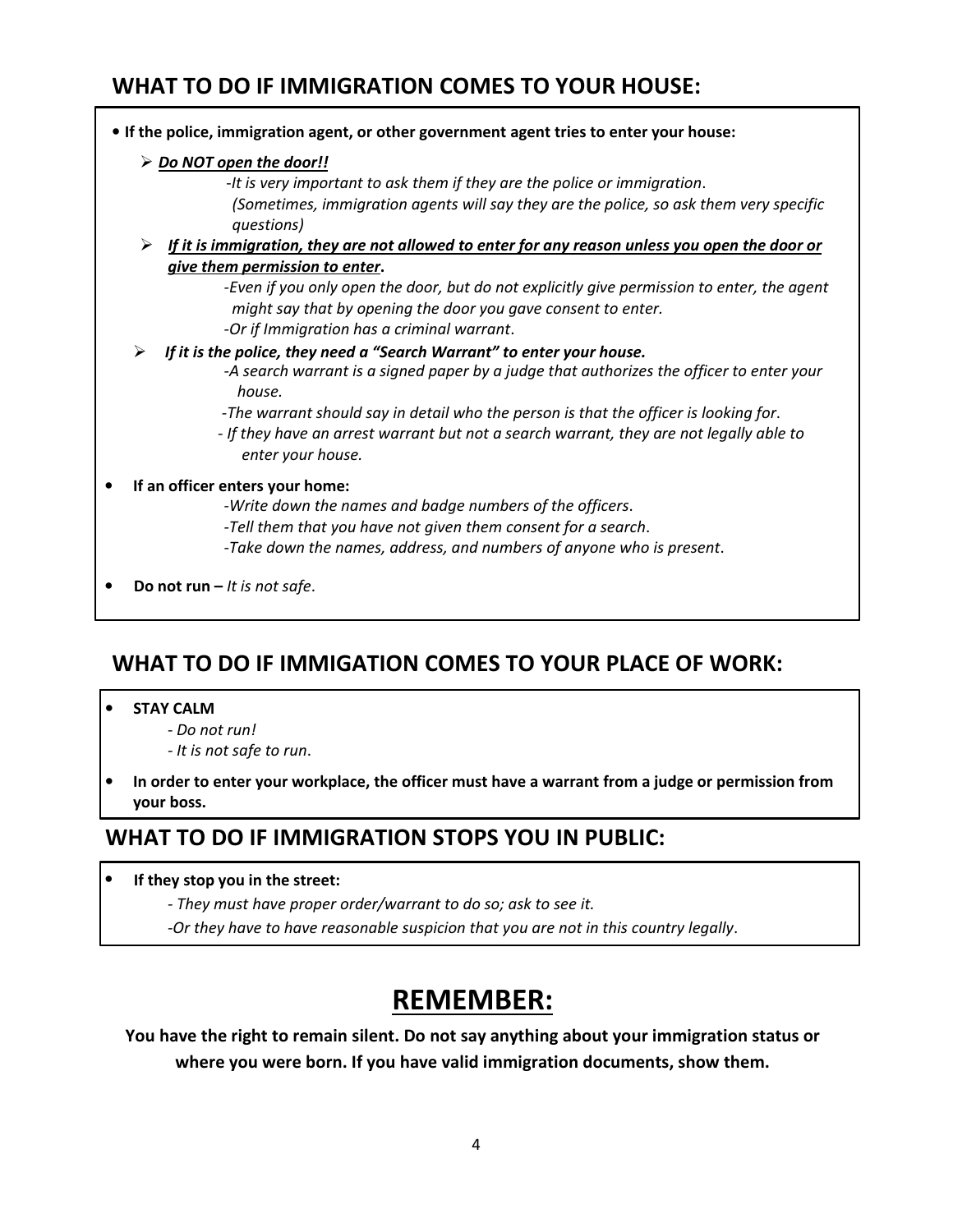## WHAT TO DO IF IMMIGRATION COMES TO YOUR HOUSE:

- **If the police, immigration agent, or other government agent tries to enter your house:**
  - ***<u>Do NOT open the door!!</u>***
    - *-It is very important to ask them if they are the police or immigration.*
    - *(Sometimes, immigration agents will say they are the police, so ask them very specific questions)*
  - ***<u>If it is immigration, they are not allowed to enter for any reason unless you open the door or give them permission to enter</u>*.**
    - *-Even if you only open the door, but do not explicitly give permission to enter, the agent might say that by opening the door you gave consent to enter.*
    - *-Or if Immigration has a criminal warrant.*
  - ***If it is the police, they need a "Search Warrant" to enter your house.***
    - *-A search warrant is a signed paper by a judge that authorizes the officer to enter your house.*
    - *-The warrant should say in detail who the person is that the officer is looking for.*
    - *- If they have an arrest warrant but not a search warrant, they are not legally able to enter your house.*
- **If an officer enters your home:**
  - *-Write down the names and badge numbers of the officers.*
  - *-Tell them that you have not given them consent for a search.*
  - *-Take down the names, address, and numbers of anyone who is present.*
- **Do not run –** *It is not safe.*

## WHAT TO DO IF IMMIGATION COMES TO YOUR PLACE OF WORK:

- **STAY CALM**
  - *- Do not run!*
  - *- It is not safe to run.*
- **In order to enter your workplace, the officer must have a warrant from a judge or permission from your boss.**

## WHAT TO DO IF IMMIGRATION STOPS YOU IN PUBLIC:

- **If they stop you in the street:**
  - *- They must have proper order/warrant to do so; ask to see it.*
  - *-Or they have to have reasonable suspicion that you are not in this country legally.*

# <u>REMEMBER:</u>

**You have the right to remain silent. Do not say anything about your immigration status or where you were born. If you have valid immigration documents, show them.**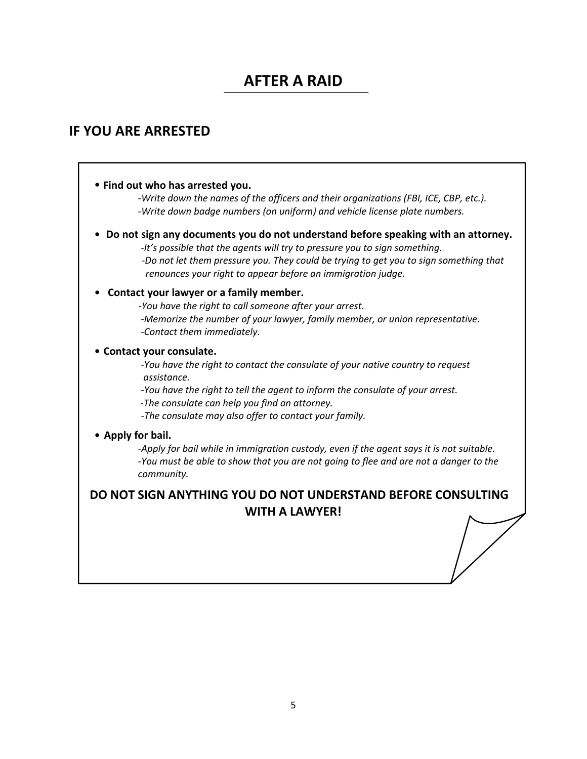# AFTER A RAID

## IF YOU ARE ARRESTED

- **Find out who has arrested you.**
  - *-Write down the names of the officers and their organizations (FBI, ICE, CBP, etc.).*
  - *-Write down badge numbers (on uniform) and vehicle license plate numbers.*
- **Do not sign any documents you do not understand before speaking with an attorney.**
  - *-It's possible that the agents will try to pressure you to sign something.*
  - *-Do not let them pressure you. They could be trying to get you to sign something that renounces your right to appear before an immigration judge.*
- **Contact your lawyer or a family member.**
  - *-You have the right to call someone after your arrest.*
  - *-Memorize the number of your lawyer, family member, or union representative.*
  - *-Contact them immediately.*
- **Contact your consulate.**
  - *-You have the right to contact the consulate of your native country to request assistance.*
  - *-You have the right to tell the agent to inform the consulate of your arrest.*
  - *-The consulate can help you find an attorney.*
  - *-The consulate may also offer to contact your family.*
- **Apply for bail.**
  - *-Apply for bail while in immigration custody, even if the agent says it is not suitable.*
  - *-You must be able to show that you are not going to flee and are not a danger to the community.*

**DO NOT SIGN ANYTHING YOU DO NOT UNDERSTAND BEFORE CONSULTING WITH A LAWYER!**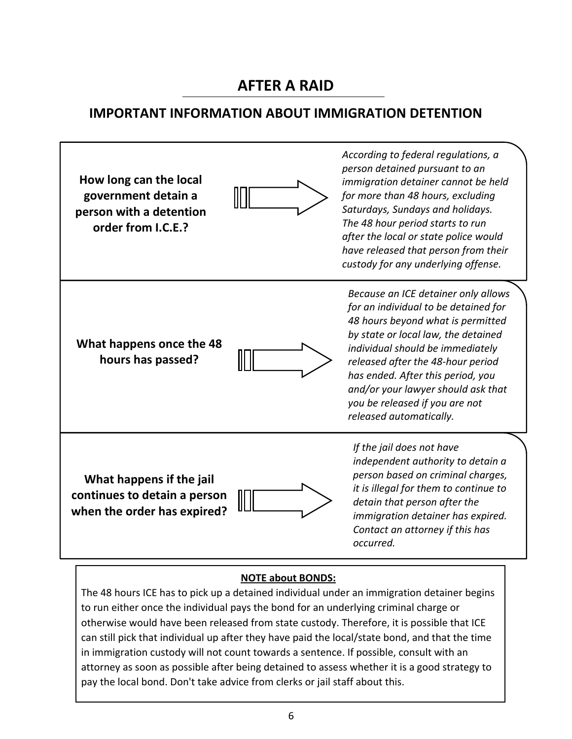# AFTER A RAID

## IMPORTANT INFORMATION ABOUT IMMIGRATION DETENTION

**How long can the local government detain a person with a detention order from I.C.E.?**

*According to federal regulations, a person detained pursuant to an immigration detainer cannot be held for more than 48 hours, excluding Saturdays, Sundays and holidays. The 48 hour period starts to run after the local or state police would have released that person from their custody for any underlying offense.*

**What happens once the 48 hours has passed?**

*Because an ICE detainer only allows for an individual to be detained for 48 hours beyond what is permitted by state or local law, the detained individual should be immediately released after the 48-hour period has ended. After this period, you and/or your lawyer should ask that you be released if you are not released automatically.*

**What happens if the jail continues to detain a person when the order has expired?**

*If the jail does not have independent authority to detain a person based on criminal charges, it is illegal for them to continue to detain that person after the immigration detainer has expired. Contact an attorney if this has occurred.*

**NOTE about BONDS:**

The 48 hours ICE has to pick up a detained individual under an immigration detainer begins to run either once the individual pays the bond for an underlying criminal charge or otherwise would have been released from state custody. Therefore, it is possible that ICE can still pick that individual up after they have paid the local/state bond, and that the time in immigration custody will not count towards a sentence. If possible, consult with an attorney as soon as possible after being detained to assess whether it is a good strategy to pay the local bond. Don't take advice from clerks or jail staff about this.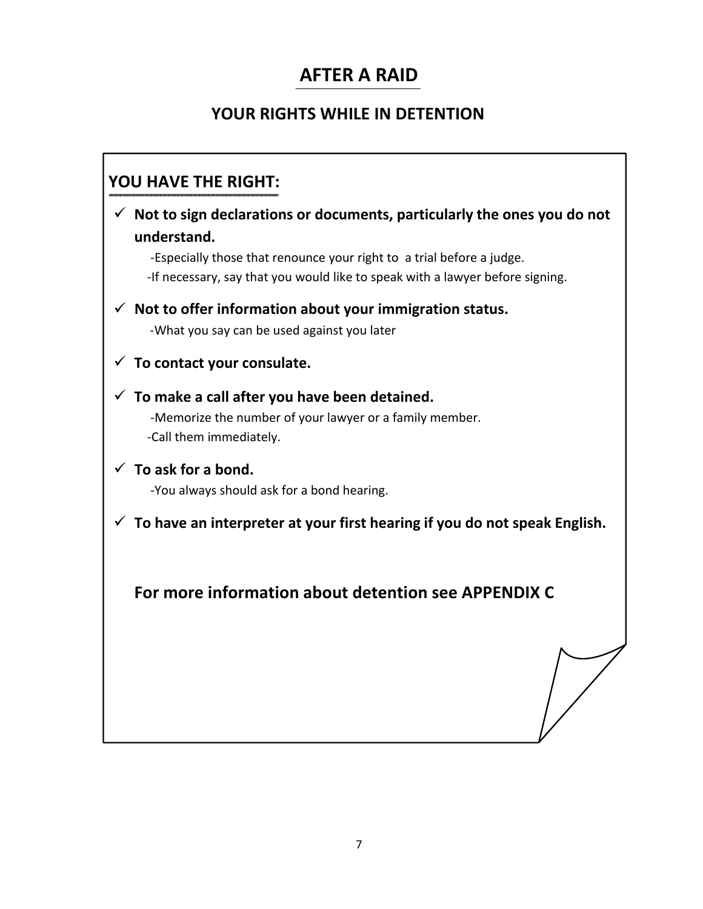# AFTER A RAID

## YOUR RIGHTS WHILE IN DETENTION

### YOU HAVE THE RIGHT:

- ✓ **Not to sign declarations or documents, particularly the ones you do not understand.**
  - -Especially those that renounce your right to a trial before a judge.
  - -If necessary, say that you would like to speak with a lawyer before signing.
- ✓ **Not to offer information about your immigration status.**
  - -What you say can be used against you later
- ✓ **To contact your consulate.**
- ✓ **To make a call after you have been detained.**
  - -Memorize the number of your lawyer or a family member.
  - -Call them immediately.
- ✓ **To ask for a bond.**
  - -You always should ask for a bond hearing.
- ✓ **To have an interpreter at your first hearing if you do not speak English.**

**For more information about detention see APPENDIX C**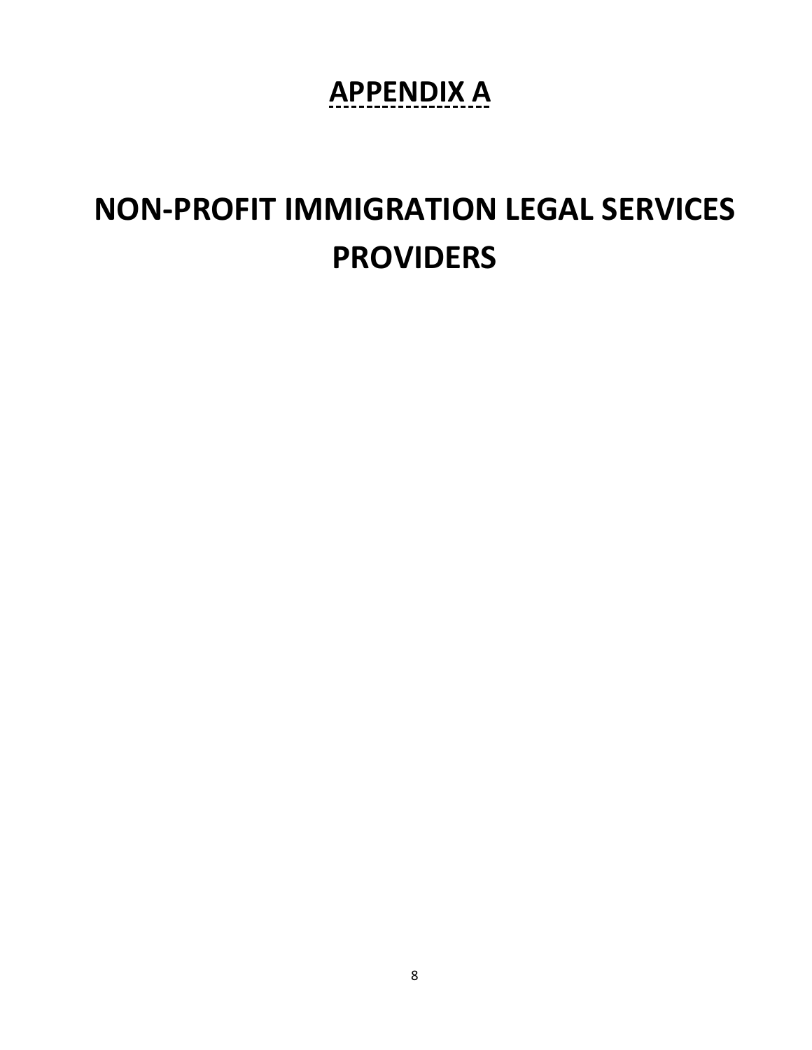# APPENDIX A

# NON-PROFIT IMMIGRATION LEGAL SERVICES PROVIDERS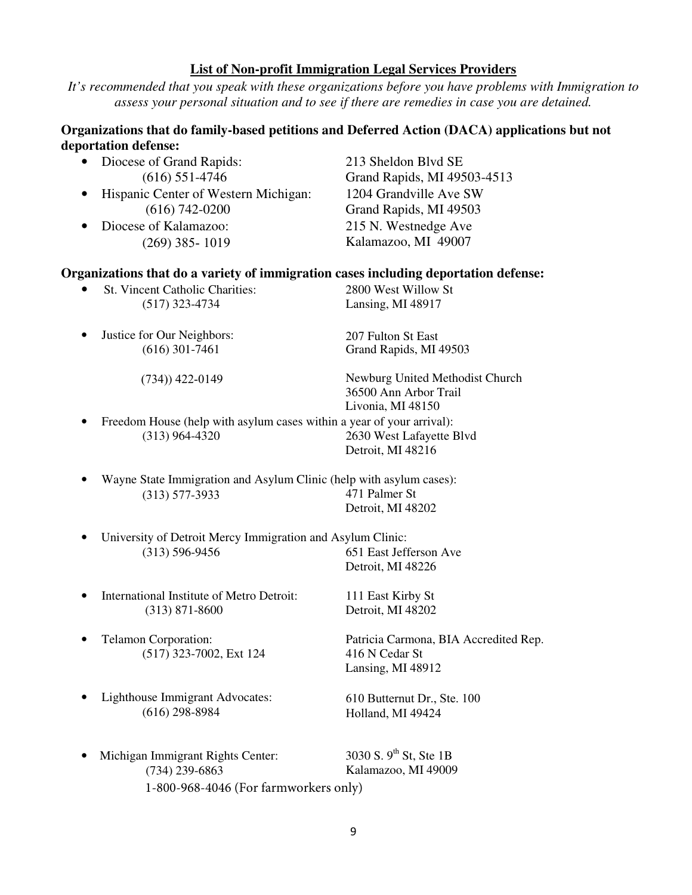## List of Non-profit Immigration Legal Services Providers

*It's recommended that you speak with these organizations before you have problems with Immigration to assess your personal situation and to see if there are remedies in case you are detained.*

**Organizations that do family-based petitions and Deferred Action (DACA) applications but not deportation defense:**

- Diocese of Grand Rapids: (616) 551-4746 — 213 Sheldon Blvd SE, Grand Rapids, MI 49503-4513
- Hispanic Center of Western Michigan: (616) 742-0200 — 1204 Grandville Ave SW, Grand Rapids, MI 49503
- Diocese of Kalamazoo: (269) 385- 1019 — 215 N. Westnedge Ave, Kalamazoo, MI 49007

**Organizations that do a variety of immigration cases including deportation defense:**

- St. Vincent Catholic Charities: (517) 323-4734 — 2800 West Willow St, Lansing, MI 48917
- Justice for Our Neighbors: (616) 301-7461 — 207 Fulton St East, Grand Rapids, MI 49503
  - (734)) 422-0149 — Newburg United Methodist Church, 36500 Ann Arbor Trail, Livonia, MI 48150
- Freedom House (help with asylum cases within a year of your arrival): (313) 964-4320 — 2630 West Lafayette Blvd, Detroit, MI 48216
- Wayne State Immigration and Asylum Clinic (help with asylum cases): (313) 577-3933 — 471 Palmer St, Detroit, MI 48202
- University of Detroit Mercy Immigration and Asylum Clinic: (313) 596-9456 — 651 East Jefferson Ave, Detroit, MI 48226
- International Institute of Metro Detroit: (313) 871-8600 — 111 East Kirby St, Detroit, MI 48202
- Telamon Corporation: (517) 323-7002, Ext 124 — Patricia Carmona, BIA Accredited Rep., 416 N Cedar St, Lansing, MI 48912
- Lighthouse Immigrant Advocates: (616) 298-8984 — 610 Butternut Dr., Ste. 100, Holland, MI 49424
- Michigan Immigrant Rights Center: (734) 239-6863 — 3030 S. 9th St, Ste 1B, Kalamazoo, MI 49009
  - 1-800-968-4046 (For farmworkers only)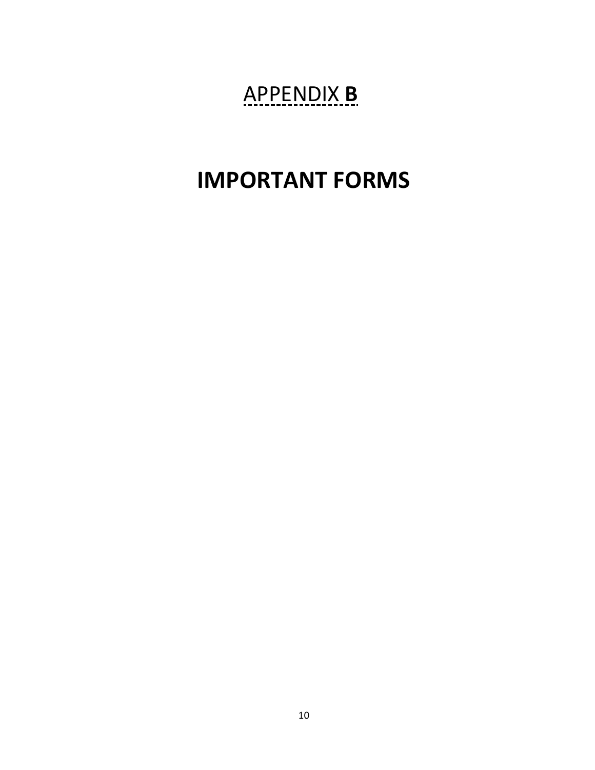# APPENDIX **B**

# **IMPORTANT FORMS**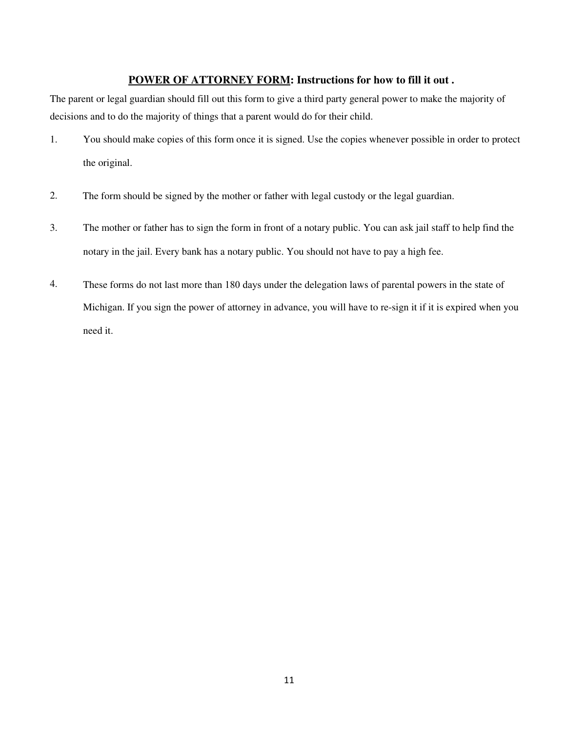## **POWER OF ATTORNEY FORM: Instructions for how to fill it out .**

The parent or legal guardian should fill out this form to give a third party general power to make the majority of decisions and to do the majority of things that a parent would do for their child.

1. You should make copies of this form once it is signed. Use the copies whenever possible in order to protect the original.

2. The form should be signed by the mother or father with legal custody or the legal guardian.

3. The mother or father has to sign the form in front of a notary public. You can ask jail staff to help find the notary in the jail. Every bank has a notary public. You should not have to pay a high fee.

4. These forms do not last more than 180 days under the delegation laws of parental powers in the state of Michigan. If you sign the power of attorney in advance, you will have to re-sign it if it is expired when you need it.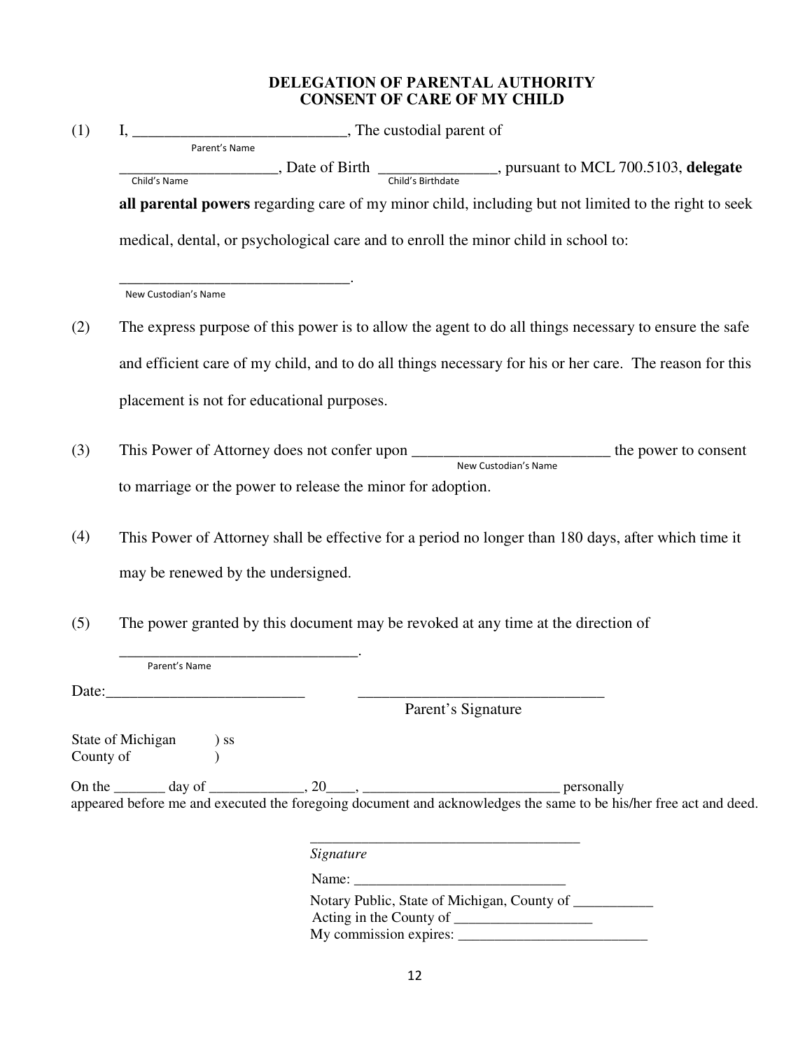# DELEGATION OF PARENTAL AUTHORITY
# CONSENT OF CARE OF MY CHILD

(1) I, ___________________________, The custodial parent of
Parent's Name

____________________, Date of Birth _______________, pursuant to MCL 700.5103, **delegate**
Child's Name — Child's Birthdate

**all parental powers** regarding care of my minor child, including but not limited to the right to seek medical, dental, or psychological care and to enroll the minor child in school to:

_______________________________.
New Custodian's Name

(2) The express purpose of this power is to allow the agent to do all things necessary to ensure the safe and efficient care of my child, and to do all things necessary for his or her care. The reason for this placement is not for educational purposes.

(3) This Power of Attorney does not confer upon __________________________ the power to consent to marriage or the power to release the minor for adoption.
New Custodian's Name

(4) This Power of Attorney shall be effective for a period no longer than 180 days, after which time it may be renewed by the undersigned.

(5) The power granted by this document may be revoked at any time at the direction of

_______________________________.
Parent's Name

Date:_________________________ _______________________________
Parent's Signature

State of Michigan ) ss
County of )

On the _______ day of _____________, 20____, __________________________ personally appeared before me and executed the foregoing document and acknowledges the same to be his/her free act and deed.

_____________________________________
*Signature*

Name: _____________________________

Notary Public, State of Michigan, County of ___________
Acting in the County of ___________________
My commission expires: __________________________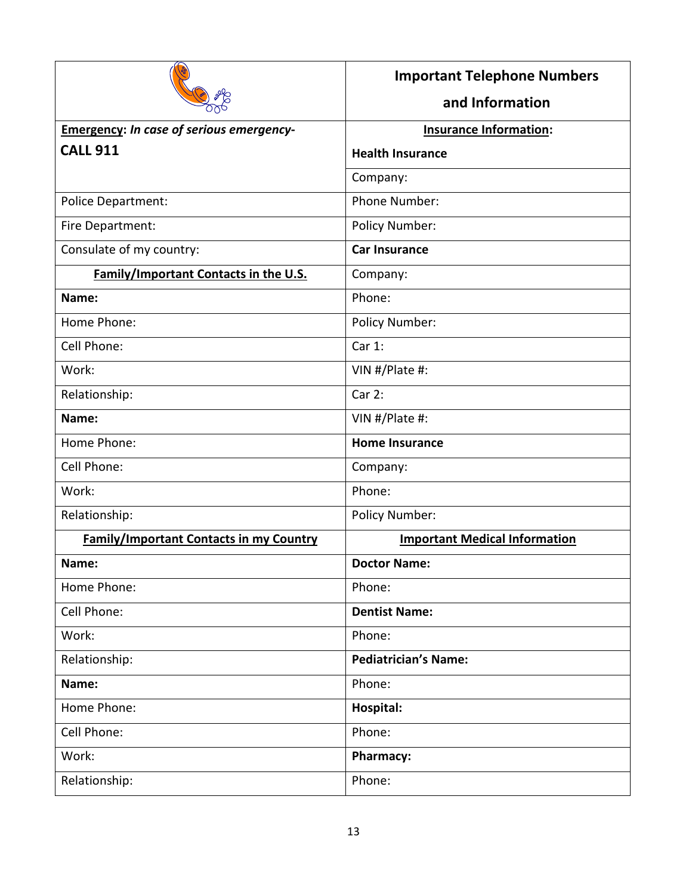| | Important Telephone Numbers and Information |
|---|---|
| **Emergency**: *In case of serious emergency-* **CALL 911** | **Insurance Information:** **Health Insurance** |
| | Company: |
| Police Department: | Phone Number: |
| Fire Department: | Policy Number: |
| Consulate of my country: | **Car Insurance** |
| **Family/Important Contacts in the U.S.** | Company: |
| **Name:** | Phone: |
| Home Phone: | Policy Number: |
| Cell Phone: | Car 1: |
| Work: | VIN #/Plate #: |
| Relationship: | Car 2: |
| **Name:** | VIN #/Plate #: |
| Home Phone: | **Home Insurance** |
| Cell Phone: | Company: |
| Work: | Phone: |
| Relationship: | Policy Number: |
| **Family/Important Contacts in my Country** | **Important Medical Information** |
| **Name:** | **Doctor Name:** |
| Home Phone: | Phone: |
| Cell Phone: | **Dentist Name:** |
| Work: | Phone: |
| Relationship: | **Pediatrician's Name:** |
| **Name:** | Phone: |
| Home Phone: | **Hospital:** |
| Cell Phone: | Phone: |
| Work: | **Pharmacy:** |
| Relationship: | Phone: |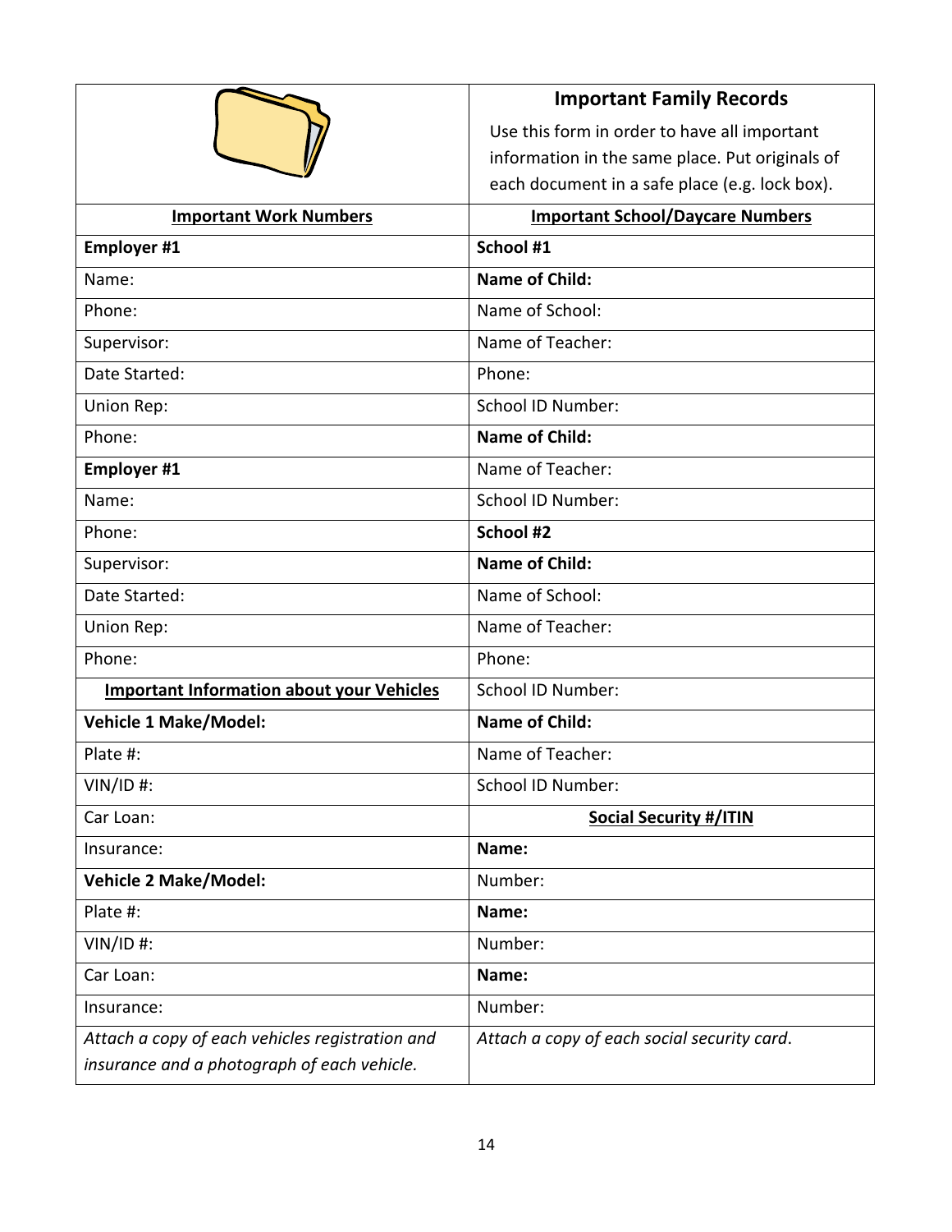| | **Important Family Records**<br>Use this form in order to have all important information in the same place. Put originals of each document in a safe place (e.g. lock box). |
|---|---|
| **Important Work Numbers** | **Important School/Daycare Numbers** |
| **Employer #1** | **School #1** |
| Name: | **Name of Child:** |
| Phone: | Name of School: |
| Supervisor: | Name of Teacher: |
| Date Started: | Phone: |
| Union Rep: | School ID Number: |
| Phone: | **Name of Child:** |
| **Employer #1** | Name of Teacher: |
| Name: | School ID Number: |
| Phone: | **School #2** |
| Supervisor: | **Name of Child:** |
| Date Started: | Name of School: |
| Union Rep: | Name of Teacher: |
| Phone: | Phone: |
| **Important Information about your Vehicles** | School ID Number: |
| **Vehicle 1 Make/Model:** | **Name of Child:** |
| Plate #: | Name of Teacher: |
| VIN/ID #: | School ID Number: |
| Car Loan: | **Social Security #/ITIN** |
| Insurance: | **Name:** |
| **Vehicle 2 Make/Model:** | Number: |
| Plate #: | **Name:** |
| VIN/ID #: | Number: |
| Car Loan: | **Name:** |
| Insurance: | Number: |
| *Attach a copy of each vehicles registration and insurance and a photograph of each vehicle.* | *Attach a copy of each social security card.* |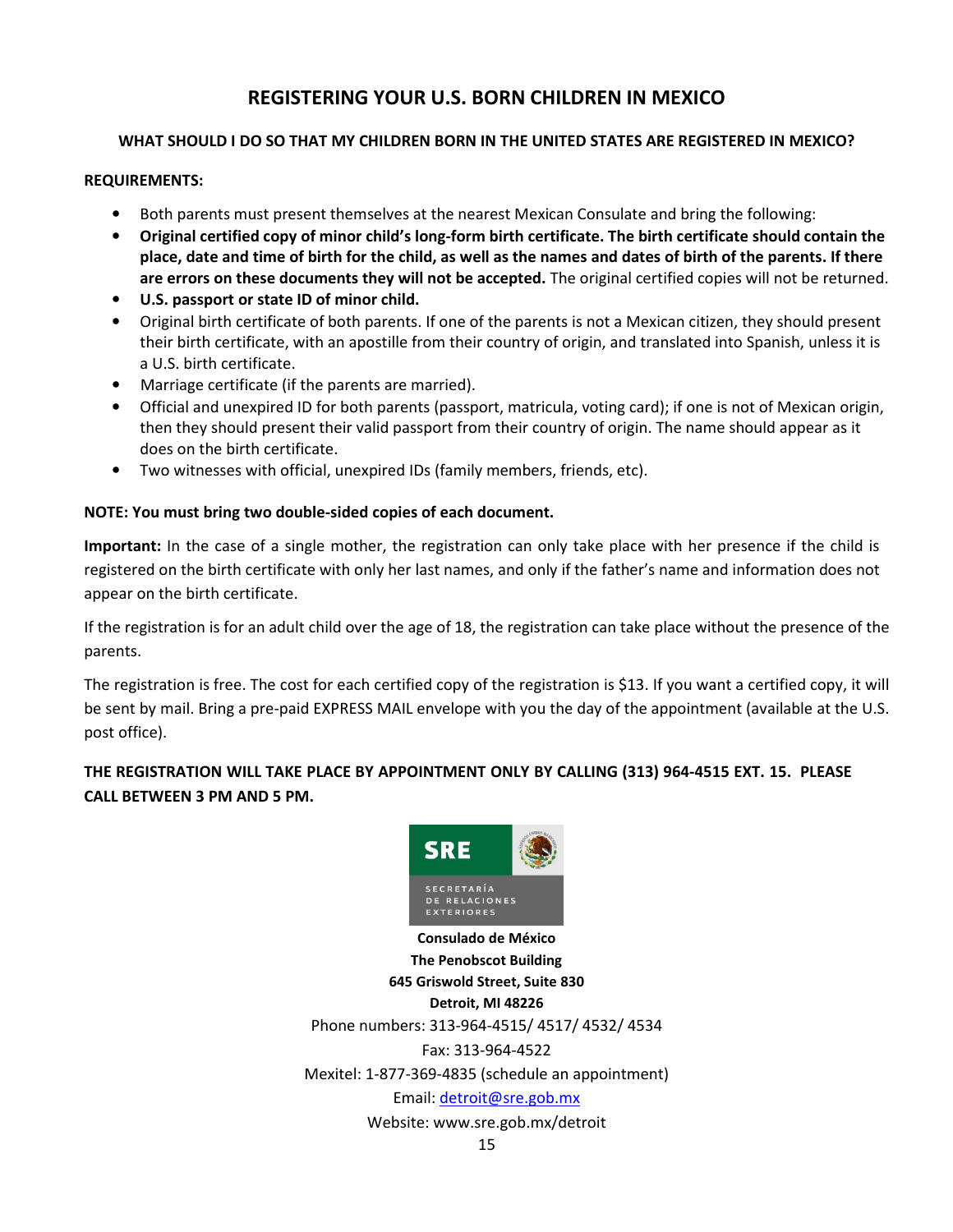# REGISTERING YOUR U.S. BORN CHILDREN IN MEXICO

**WHAT SHOULD I DO SO THAT MY CHILDREN BORN IN THE UNITED STATES ARE REGISTERED IN MEXICO?**

**REQUIREMENTS:**

- Both parents must present themselves at the nearest Mexican Consulate and bring the following:
- **Original certified copy of minor child's long-form birth certificate. The birth certificate should contain the place, date and time of birth for the child, as well as the names and dates of birth of the parents. If there are errors on these documents they will not be accepted.** The original certified copies will not be returned.
- **U.S. passport or state ID of minor child.**
- Original birth certificate of both parents. If one of the parents is not a Mexican citizen, they should present their birth certificate, with an apostille from their country of origin, and translated into Spanish, unless it is a U.S. birth certificate.
- Marriage certificate (if the parents are married).
- Official and unexpired ID for both parents (passport, matricula, voting card); if one is not of Mexican origin, then they should present their valid passport from their country of origin. The name should appear as it does on the birth certificate.
- Two witnesses with official, unexpired IDs (family members, friends, etc).

**NOTE: You must bring two double-sided copies of each document.**

**Important:** In the case of a single mother, the registration can only take place with her presence if the child is registered on the birth certificate with only her last names, and only if the father's name and information does not appear on the birth certificate.

If the registration is for an adult child over the age of 18, the registration can take place without the presence of the parents.

The registration is free. The cost for each certified copy of the registration is $13. If you want a certified copy, it will be sent by mail. Bring a pre-paid EXPRESS MAIL envelope with you the day of the appointment (available at the U.S. post office).

**THE REGISTRATION WILL TAKE PLACE BY APPOINTMENT ONLY BY CALLING (313) 964-4515 EXT. 15. PLEASE CALL BETWEEN 3 PM AND 5 PM.**

SRE
SECRETARÍA DE RELACIONES EXTERIORES

**Consulado de México**
**The Penobscot Building**
**645 Griswold Street, Suite 830**
**Detroit, MI 48226**
Phone numbers: 313-964-4515/ 4517/ 4532/ 4534
Fax: 313-964-4522
Mexitel: 1-877-369-4835 (schedule an appointment)
Email: detroit@sre.gob.mx
Website: www.sre.gob.mx/detroit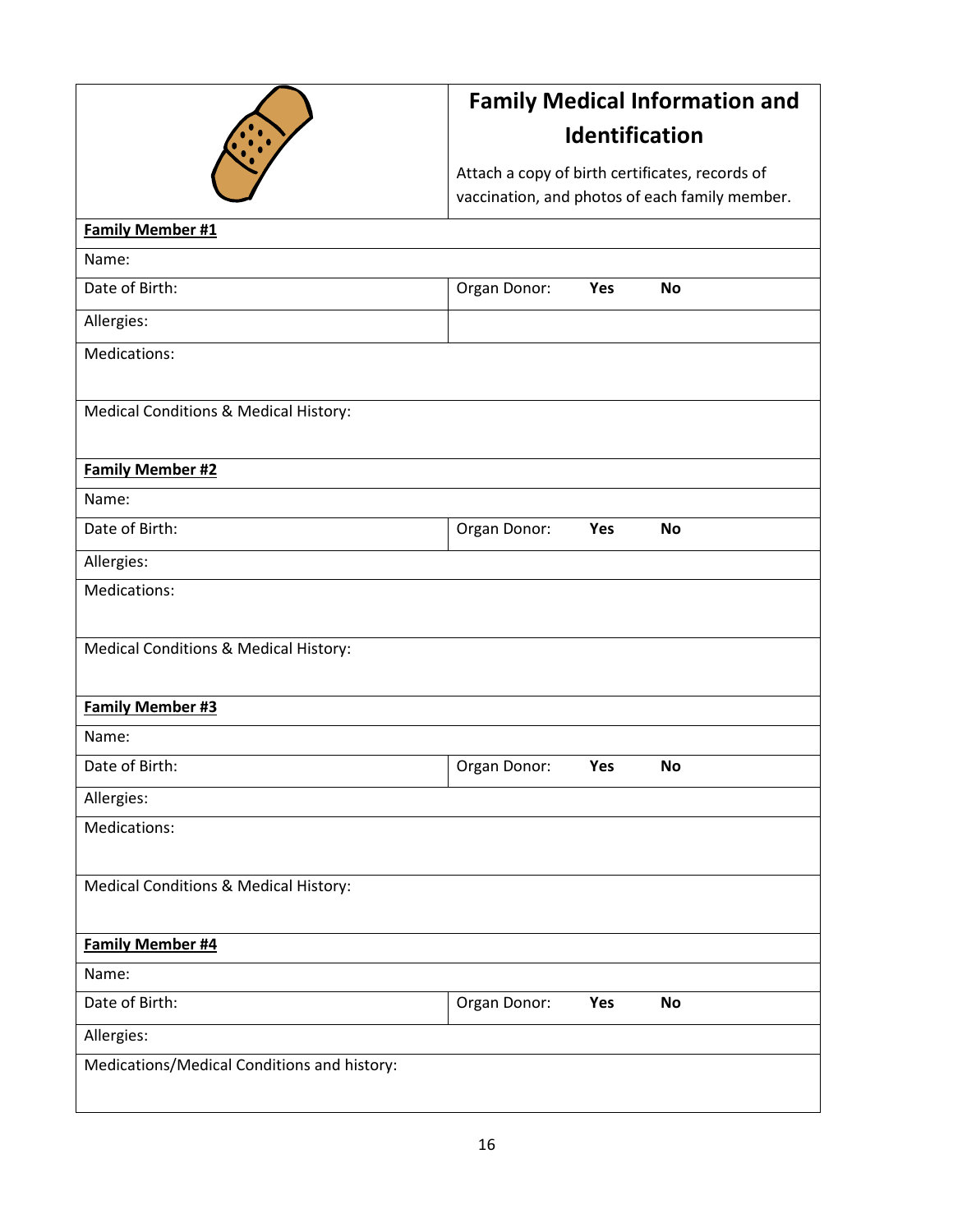## Family Medical Information and Identification

Attach a copy of birth certificates, records of vaccination, and photos of each family member.

| **Family Member #1** | |
|---|---|
| Name: | |
| Date of Birth: | Organ Donor: **Yes** **No** |
| Allergies: | |
| Medications: | |
| Medical Conditions & Medical History: | |

| **Family Member #2** | |
|---|---|
| Name: | |
| Date of Birth: | Organ Donor: **Yes** **No** |
| Allergies: | |
| Medications: | |
| Medical Conditions & Medical History: | |

| **Family Member #3** | |
|---|---|
| Name: | |
| Date of Birth: | Organ Donor: **Yes** **No** |
| Allergies: | |
| Medications: | |
| Medical Conditions & Medical History: | |

| **Family Member #4** | |
|---|---|
| Name: | |
| Date of Birth: | Organ Donor: **Yes** **No** |
| Allergies: | |
| Medications/Medical Conditions and history: | |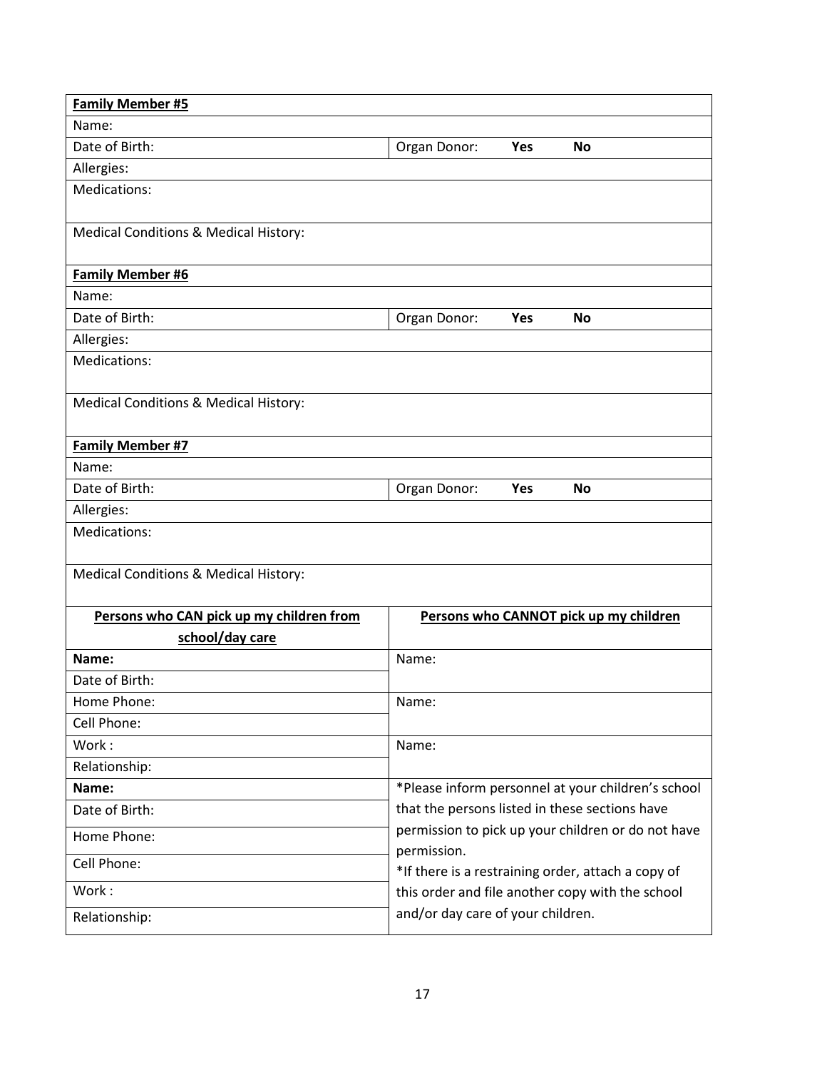| **Family Member #5** | |
|---|---|
| Name: | |
| Date of Birth: | Organ Donor: **Yes** **No** |
| Allergies: | |
| Medications: | |
| Medical Conditions & Medical History: | |

| **Family Member #6** | |
|---|---|
| Name: | |
| Date of Birth: | Organ Donor: **Yes** **No** |
| Allergies: | |
| Medications: | |
| Medical Conditions & Medical History: | |

| **Family Member #7** | |
|---|---|
| Name: | |
| Date of Birth: | Organ Donor: **Yes** **No** |
| Allergies: | |
| Medications: | |
| Medical Conditions & Medical History: | |

| **Persons who CAN pick up my children from school/day care** | **Persons who CANNOT pick up my children** |
|---|---|
| **Name:** | Name: |
| Date of Birth: | |
| Home Phone: | Name: |
| Cell Phone: | |
| Work : | Name: |
| Relationship: | |
| **Name:** | *Please inform personnel at your children's school that the persons listed in these sections have permission to pick up your children or do not have permission. |
| Date of Birth: | |
| Home Phone: | |
| Cell Phone: | *If there is a restraining order, attach a copy of this order and file another copy with the school and/or day care of your children. |
| Work : | |
| Relationship: | |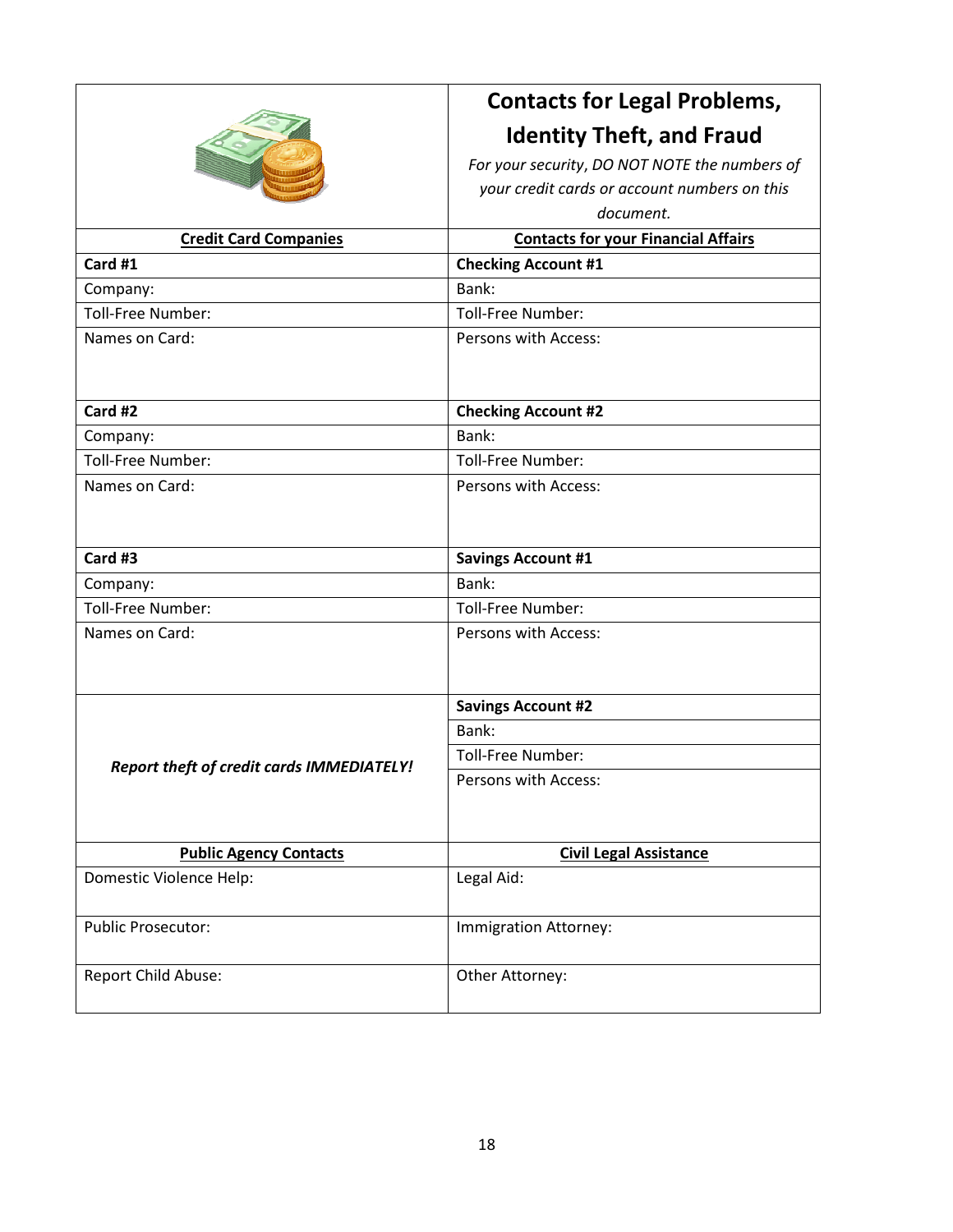## Contacts for Legal Problems, Identity Theft, and Fraud

*For your security, DO NOT NOTE the numbers of your credit cards or account numbers on this document.*

| Credit Card Companies | Contacts for your Financial Affairs |
|---|---|
| **Card #1** | **Checking Account #1** |
| Company: | Bank: |
| Toll-Free Number: | Toll-Free Number: |
| Names on Card: | Persons with Access: |
| **Card #2** | **Checking Account #2** |
| Company: | Bank: |
| Toll-Free Number: | Toll-Free Number: |
| Names on Card: | Persons with Access: |
| **Card #3** | **Savings Account #1** |
| Company: | Bank: |
| Toll-Free Number: | Toll-Free Number: |
| Names on Card: | Persons with Access: |
| ***Report theft of credit cards IMMEDIATELY!*** | **Savings Account #2** |
| | Bank: |
| | Toll-Free Number: |
| | Persons with Access: |

| Public Agency Contacts | Civil Legal Assistance |
|---|---|
| Domestic Violence Help: | Legal Aid: |
| Public Prosecutor: | Immigration Attorney: |
| Report Child Abuse: | Other Attorney: |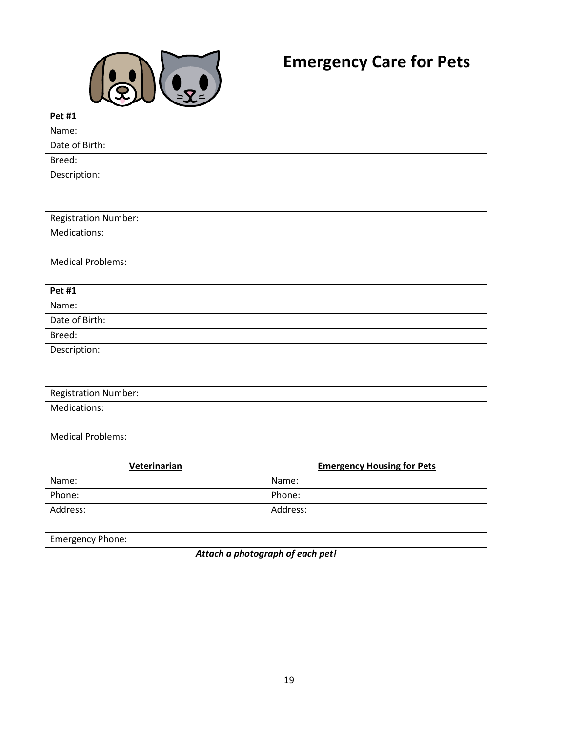# Emergency Care for Pets

| **Pet #1** |
|---|
| Name: |
| Date of Birth: |
| Breed: |
| Description: |
| Registration Number: |
| Medications: |
| Medical Problems: |

| **Pet #1** |
|---|
| Name: |
| Date of Birth: |
| Breed: |
| Description: |
| Registration Number: |
| Medications: |
| Medical Problems: |

| **Veterinarian** | **Emergency Housing for Pets** |
|---|---|
| Name: | Name: |
| Phone: | Phone: |
| Address: | Address: |
| Emergency Phone: | |

***Attach a photograph of each pet!***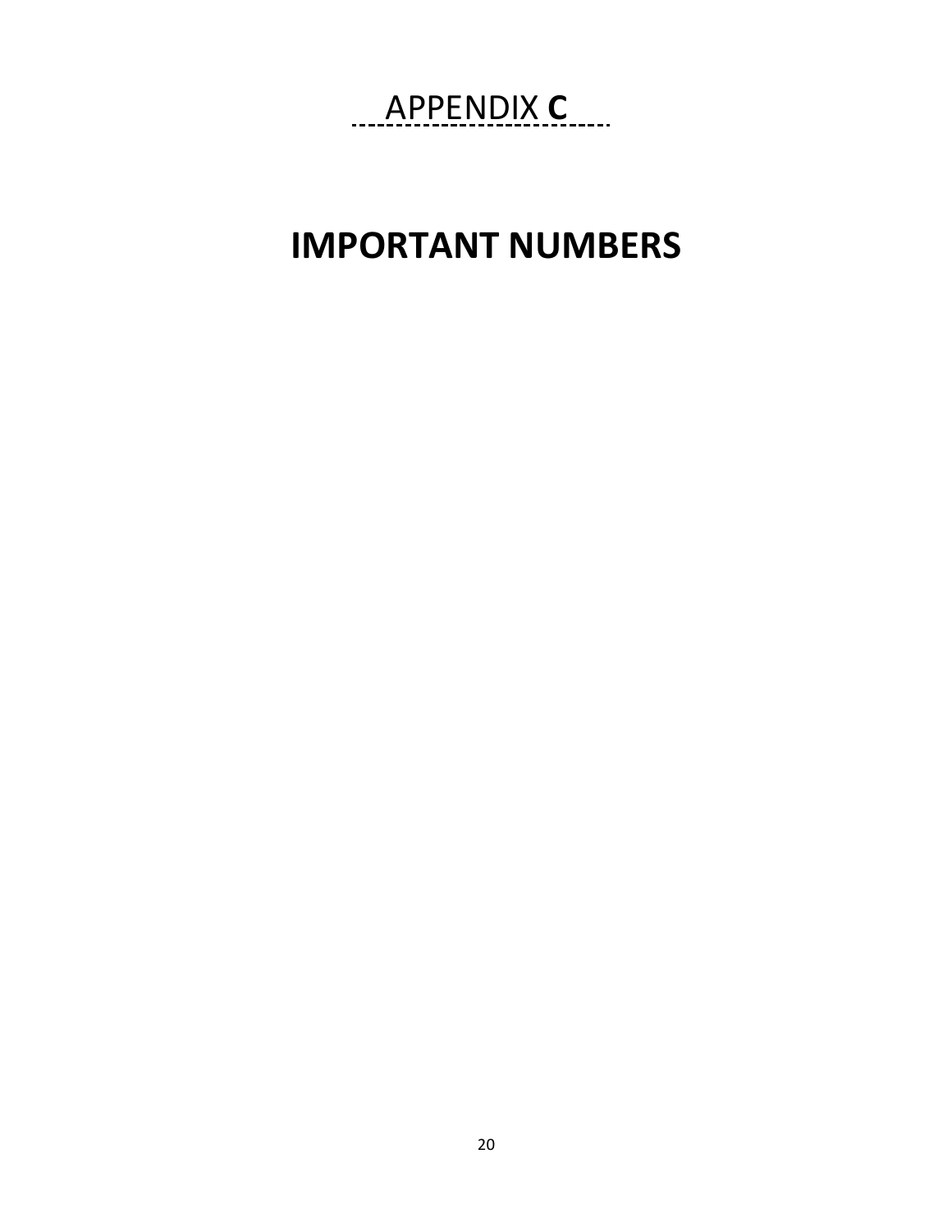# APPENDIX **C**

# IMPORTANT NUMBERS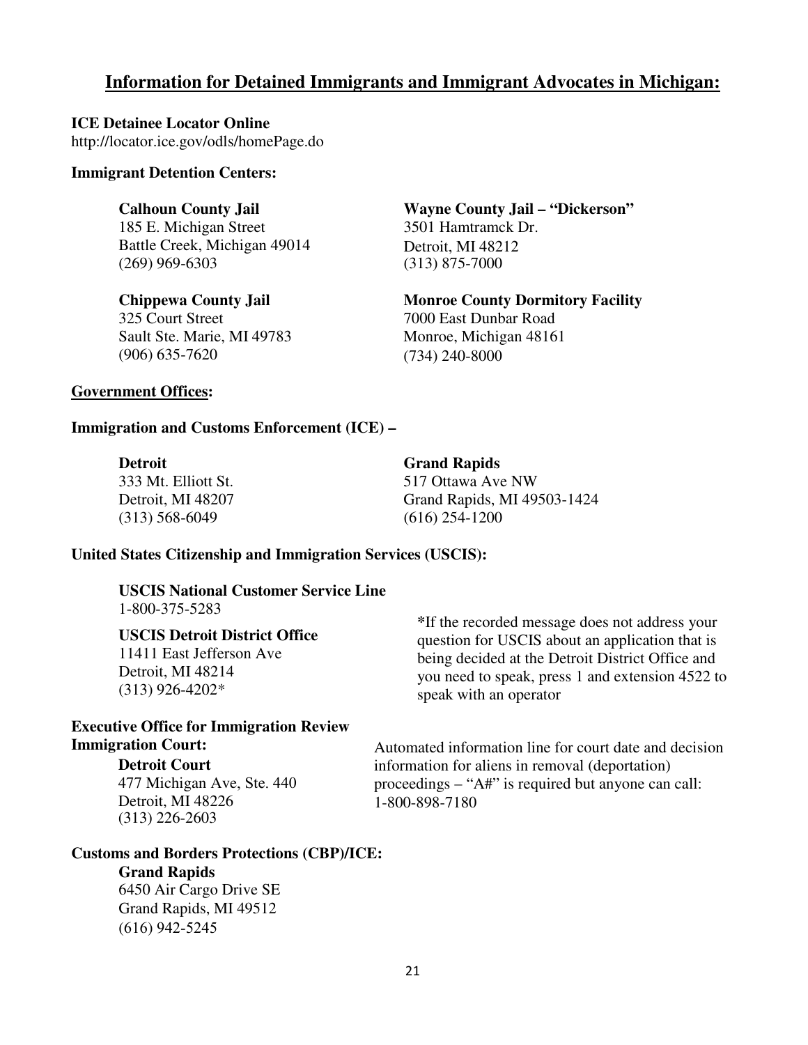## Information for Detained Immigrants and Immigrant Advocates in Michigan:

**ICE Detainee Locator Online**
http://locator.ice.gov/odls/homePage.do

**Immigrant Detention Centers:**

**Calhoun County Jail**
185 E. Michigan Street
Battle Creek, Michigan 49014
(269) 969-6303

**Chippewa County Jail**
325 Court Street
Sault Ste. Marie, MI 49783
(906) 635-7620

**Wayne County Jail – "Dickerson"**
3501 Hamtramck Dr.
Detroit, MI 48212
(313) 875-7000

**Monroe County Dormitory Facility**
7000 East Dunbar Road
Monroe, Michigan 48161
(734) 240-8000

**Government Offices:**

**Immigration and Customs Enforcement (ICE) –**

**Detroit**
333 Mt. Elliott St.
Detroit, MI 48207
(313) 568-6049

**Grand Rapids**
517 Ottawa Ave NW
Grand Rapids, MI 49503-1424
(616) 254-1200

**United States Citizenship and Immigration Services (USCIS):**

**USCIS National Customer Service Line**
1-800-375-5283

**USCIS Detroit District Office**
11411 East Jefferson Ave
Detroit, MI 48214
(313) 926-4202*

*If the recorded message does not address your question for USCIS about an application that is being decided at the Detroit District Office and you need to speak, press 1 and extension 4522 to speak with an operator

**Executive Office for Immigration Review Immigration Court:**

**Detroit Court**
477 Michigan Ave, Ste. 440
Detroit, MI 48226
(313) 226-2603

Automated information line for court date and decision information for aliens in removal (deportation) proceedings – "A#" is required but anyone can call: 1-800-898-7180

**Customs and Borders Protections (CBP)/ICE:**

**Grand Rapids**
6450 Air Cargo Drive SE
Grand Rapids, MI 49512
(616) 942-5245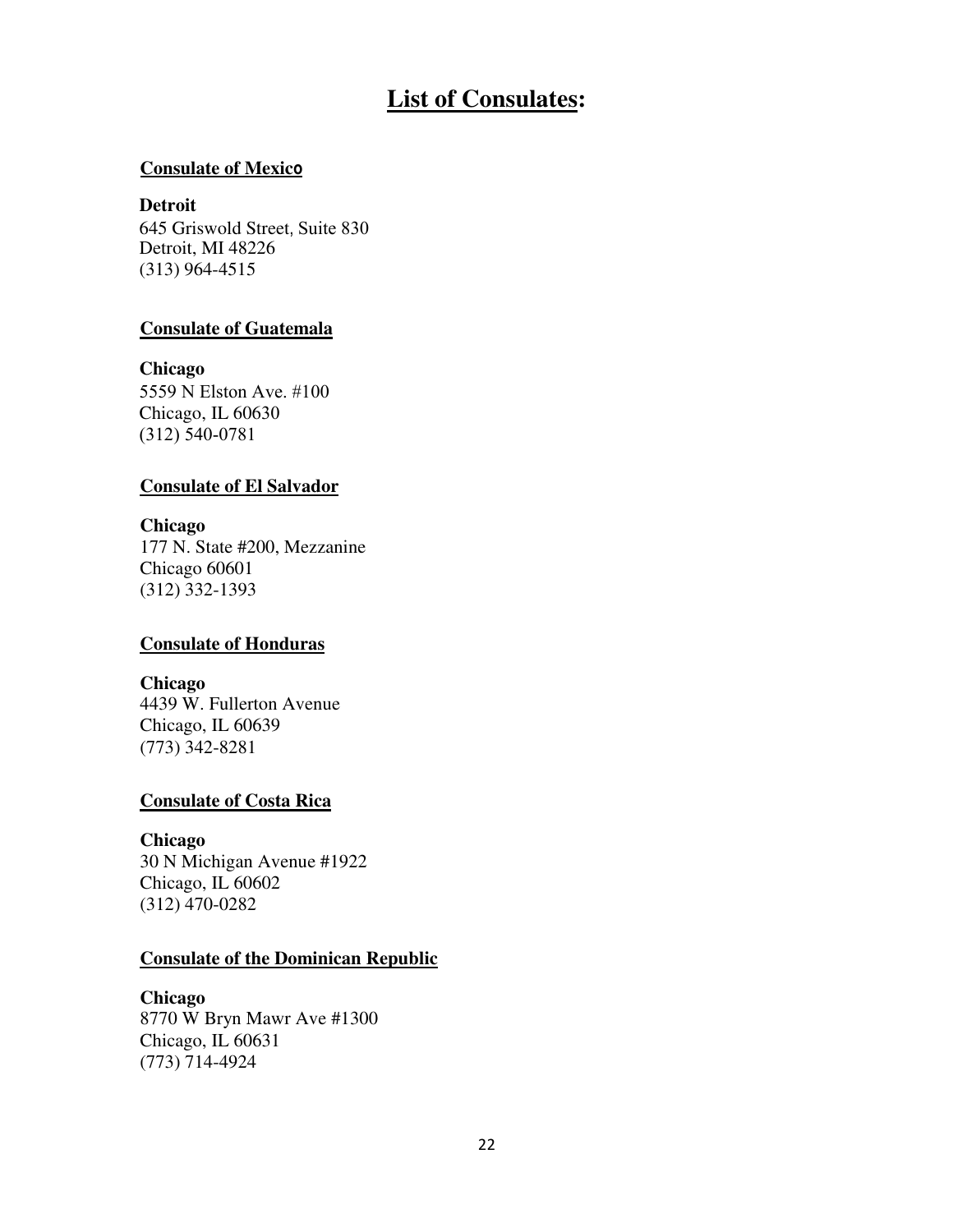# List of Consulates:

## Consulate of Mexico

**Detroit**
645 Griswold Street, Suite 830
Detroit, MI 48226
(313) 964-4515

## Consulate of Guatemala

**Chicago**
5559 N Elston Ave. #100
Chicago, IL 60630
(312) 540-0781

## Consulate of El Salvador

**Chicago**
177 N. State #200, Mezzanine
Chicago 60601
(312) 332-1393

## Consulate of Honduras

**Chicago**
4439 W. Fullerton Avenue
Chicago, IL 60639
(773) 342-8281

## Consulate of Costa Rica

**Chicago**
30 N Michigan Avenue #1922
Chicago, IL 60602
(312) 470-0282

## Consulate of the Dominican Republic

**Chicago**
8770 W Bryn Mawr Ave #1300
Chicago, IL 60631
(773) 714-4924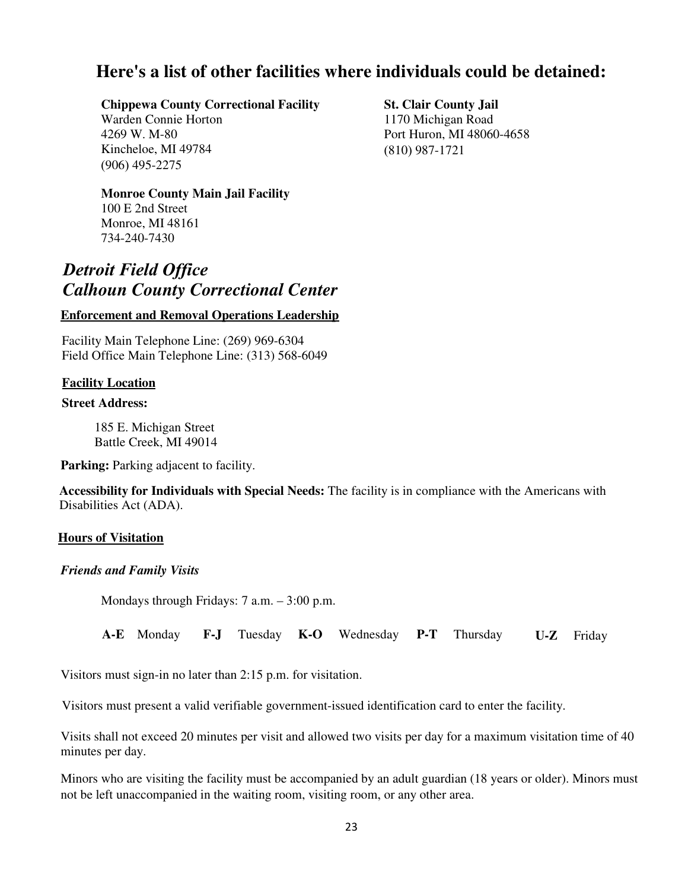## Here's a list of other facilities where individuals could be detained:

**Chippewa County Correctional Facility**
Warden Connie Horton
4269 W. M-80
Kincheloe, MI 49784
(906) 495-2275

**Monroe County Main Jail Facility**
100 E 2nd Street
Monroe, MI 48161
734-240-7430

**St. Clair County Jail**
1170 Michigan Road
Port Huron, MI 48060-4658
(810) 987-1721

## *Detroit Field Office*
## *Calhoun County Correctional Center*

**Enforcement and Removal Operations Leadership**

Facility Main Telephone Line: (269) 969-6304
Field Office Main Telephone Line: (313) 568-6049

**Facility Location**

**Street Address:**

185 E. Michigan Street
Battle Creek, MI 49014

**Parking:** Parking adjacent to facility.

**Accessibility for Individuals with Special Needs:** The facility is in compliance with the Americans with Disabilities Act (ADA).

**Hours of Visitation**

***Friends and Family Visits***

Mondays through Fridays: 7 a.m. – 3:00 p.m.

**A-E** Monday **F-J** Tuesday **K-O** Wednesday **P-T** Thursday **U-Z** Friday

Visitors must sign-in no later than 2:15 p.m. for visitation.

Visitors must present a valid verifiable government-issued identification card to enter the facility.

Visits shall not exceed 20 minutes per visit and allowed two visits per day for a maximum visitation time of 40 minutes per day.

Minors who are visiting the facility must be accompanied by an adult guardian (18 years or older). Minors must not be left unaccompanied in the waiting room, visiting room, or any other area.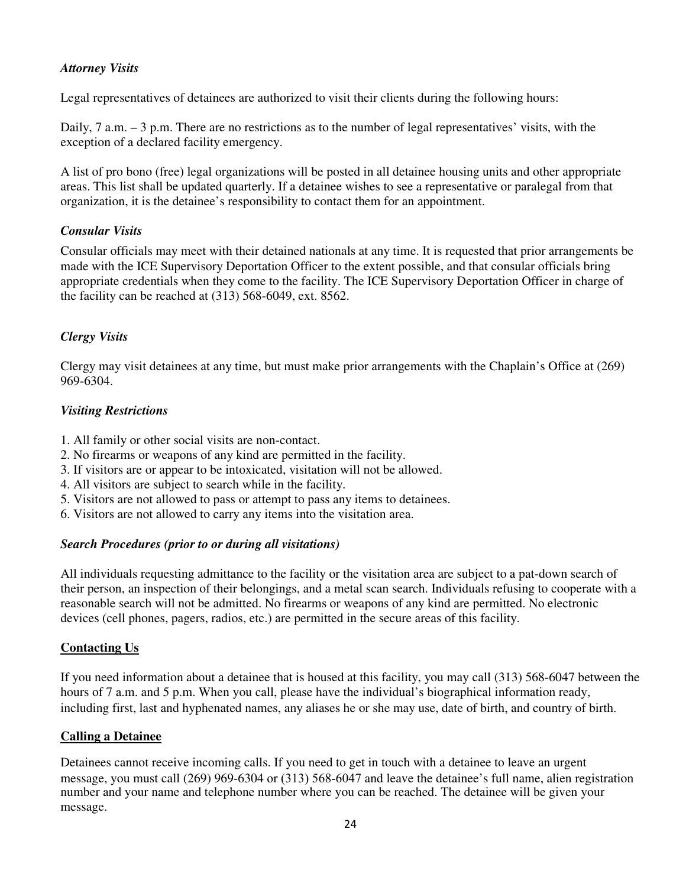### *Attorney Visits*

Legal representatives of detainees are authorized to visit their clients during the following hours:

Daily, 7 a.m. – 3 p.m. There are no restrictions as to the number of legal representatives' visits, with the exception of a declared facility emergency.

A list of pro bono (free) legal organizations will be posted in all detainee housing units and other appropriate areas. This list shall be updated quarterly. If a detainee wishes to see a representative or paralegal from that organization, it is the detainee's responsibility to contact them for an appointment.

### *Consular Visits*

Consular officials may meet with their detained nationals at any time. It is requested that prior arrangements be made with the ICE Supervisory Deportation Officer to the extent possible, and that consular officials bring appropriate credentials when they come to the facility. The ICE Supervisory Deportation Officer in charge of the facility can be reached at (313) 568-6049, ext. 8562.

### *Clergy Visits*

Clergy may visit detainees at any time, but must make prior arrangements with the Chaplain's Office at (269) 969-6304.

### *Visiting Restrictions*

1. All family or other social visits are non-contact.
2. No firearms or weapons of any kind are permitted in the facility.
3. If visitors are or appear to be intoxicated, visitation will not be allowed.
4. All visitors are subject to search while in the facility.
5. Visitors are not allowed to pass or attempt to pass any items to detainees.
6. Visitors are not allowed to carry any items into the visitation area.

### *Search Procedures (prior to or during all visitations)*

All individuals requesting admittance to the facility or the visitation area are subject to a pat-down search of their person, an inspection of their belongings, and a metal scan search. Individuals refusing to cooperate with a reasonable search will not be admitted. No firearms or weapons of any kind are permitted. No electronic devices (cell phones, pagers, radios, etc.) are permitted in the secure areas of this facility.

## Contacting Us

If you need information about a detainee that is housed at this facility, you may call (313) 568-6047 between the hours of 7 a.m. and 5 p.m. When you call, please have the individual's biographical information ready, including first, last and hyphenated names, any aliases he or she may use, date of birth, and country of birth.

## Calling a Detainee

Detainees cannot receive incoming calls. If you need to get in touch with a detainee to leave an urgent message, you must call (269) 969-6304 or (313) 568-6047 and leave the detainee's full name, alien registration number and your name and telephone number where you can be reached. The detainee will be given your message.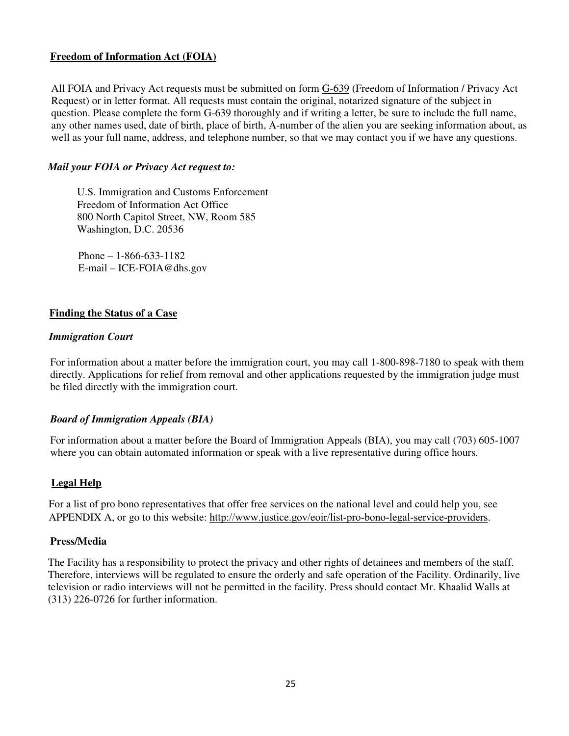## Freedom of Information Act (FOIA)

All FOIA and Privacy Act requests must be submitted on form G-639 (Freedom of Information / Privacy Act Request) or in letter format. All requests must contain the original, notarized signature of the subject in question. Please complete the form G-639 thoroughly and if writing a letter, be sure to include the full name, any other names used, date of birth, place of birth, A-number of the alien you are seeking information about, as well as your full name, address, and telephone number, so that we may contact you if we have any questions.

***Mail your FOIA or Privacy Act request to:***

U.S. Immigration and Customs Enforcement
Freedom of Information Act Office
800 North Capitol Street, NW, Room 585
Washington, D.C. 20536

Phone – 1-866-633-1182
E-mail – ICE-FOIA@dhs.gov

## Finding the Status of a Case

***Immigration Court***

For information about a matter before the immigration court, you may call 1-800-898-7180 to speak with them directly. Applications for relief from removal and other applications requested by the immigration judge must be filed directly with the immigration court.

***Board of Immigration Appeals (BIA)***

For information about a matter before the Board of Immigration Appeals (BIA), you may call (703) 605-1007 where you can obtain automated information or speak with a live representative during office hours.

## Legal Help

For a list of pro bono representatives that offer free services on the national level and could help you, see APPENDIX A, or go to this website: http://www.justice.gov/eoir/list-pro-bono-legal-service-providers.

## Press/Media

The Facility has a responsibility to protect the privacy and other rights of detainees and members of the staff. Therefore, interviews will be regulated to ensure the orderly and safe operation of the Facility. Ordinarily, live television or radio interviews will not be permitted in the facility. Press should contact Mr. Khaalid Walls at (313) 226-0726 for further information.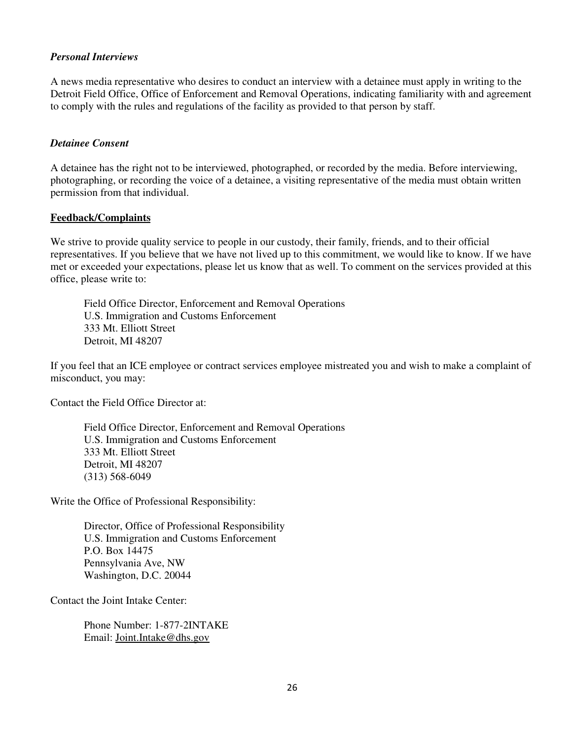### *Personal Interviews*

A news media representative who desires to conduct an interview with a detainee must apply in writing to the Detroit Field Office, Office of Enforcement and Removal Operations, indicating familiarity with and agreement to comply with the rules and regulations of the facility as provided to that person by staff.

### *Detainee Consent*

A detainee has the right not to be interviewed, photographed, or recorded by the media. Before interviewing, photographing, or recording the voice of a detainee, a visiting representative of the media must obtain written permission from that individual.

## Feedback/Complaints

We strive to provide quality service to people in our custody, their family, friends, and to their official representatives. If you believe that we have not lived up to this commitment, we would like to know. If we have met or exceeded your expectations, please let us know that as well. To comment on the services provided at this office, please write to:

> Field Office Director, Enforcement and Removal Operations
> U.S. Immigration and Customs Enforcement
> 333 Mt. Elliott Street
> Detroit, MI 48207

If you feel that an ICE employee or contract services employee mistreated you and wish to make a complaint of misconduct, you may:

Contact the Field Office Director at:

> Field Office Director, Enforcement and Removal Operations
> U.S. Immigration and Customs Enforcement
> 333 Mt. Elliott Street
> Detroit, MI 48207
> (313) 568-6049

Write the Office of Professional Responsibility:

> Director, Office of Professional Responsibility
> U.S. Immigration and Customs Enforcement
> P.O. Box 14475
> Pennsylvania Ave, NW
> Washington, D.C. 20044

Contact the Joint Intake Center:

> Phone Number: 1-877-2INTAKE
> Email: Joint.Intake@dhs.gov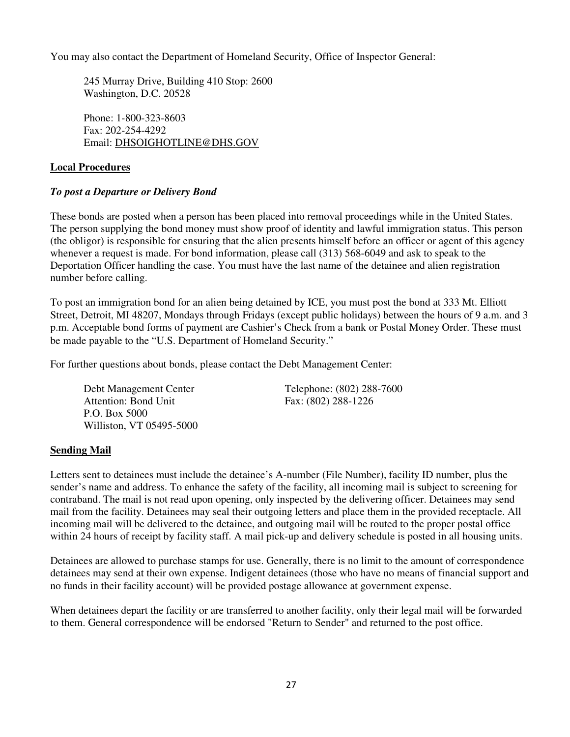You may also contact the Department of Homeland Security, Office of Inspector General:

245 Murray Drive, Building 410 Stop: 2600
Washington, D.C. 20528

Phone: 1-800-323-8603
Fax: 202-254-4292
Email: DHSOIGHOTLINE@DHS.GOV

## Local Procedures

### *To post a Departure or Delivery Bond*

These bonds are posted when a person has been placed into removal proceedings while in the United States. The person supplying the bond money must show proof of identity and lawful immigration status. This person (the obligor) is responsible for ensuring that the alien presents himself before an officer or agent of this agency whenever a request is made. For bond information, please call (313) 568-6049 and ask to speak to the Deportation Officer handling the case. You must have the last name of the detainee and alien registration number before calling.

To post an immigration bond for an alien being detained by ICE, you must post the bond at 333 Mt. Elliott Street, Detroit, MI 48207, Mondays through Fridays (except public holidays) between the hours of 9 a.m. and 3 p.m. Acceptable bond forms of payment are Cashier's Check from a bank or Postal Money Order. These must be made payable to the "U.S. Department of Homeland Security."

For further questions about bonds, please contact the Debt Management Center:

Debt Management Center
Attention: Bond Unit
P.O. Box 5000
Williston, VT 05495-5000

Telephone: (802) 288-7600
Fax: (802) 288-1226

## Sending Mail

Letters sent to detainees must include the detainee's A-number (File Number), facility ID number, plus the sender's name and address. To enhance the safety of the facility, all incoming mail is subject to screening for contraband. The mail is not read upon opening, only inspected by the delivering officer. Detainees may send mail from the facility. Detainees may seal their outgoing letters and place them in the provided receptacle. All incoming mail will be delivered to the detainee, and outgoing mail will be routed to the proper postal office within 24 hours of receipt by facility staff. A mail pick-up and delivery schedule is posted in all housing units.

Detainees are allowed to purchase stamps for use. Generally, there is no limit to the amount of correspondence detainees may send at their own expense. Indigent detainees (those who have no means of financial support and no funds in their facility account) will be provided postage allowance at government expense.

When detainees depart the facility or are transferred to another facility, only their legal mail will be forwarded to them. General correspondence will be endorsed "Return to Sender" and returned to the post office.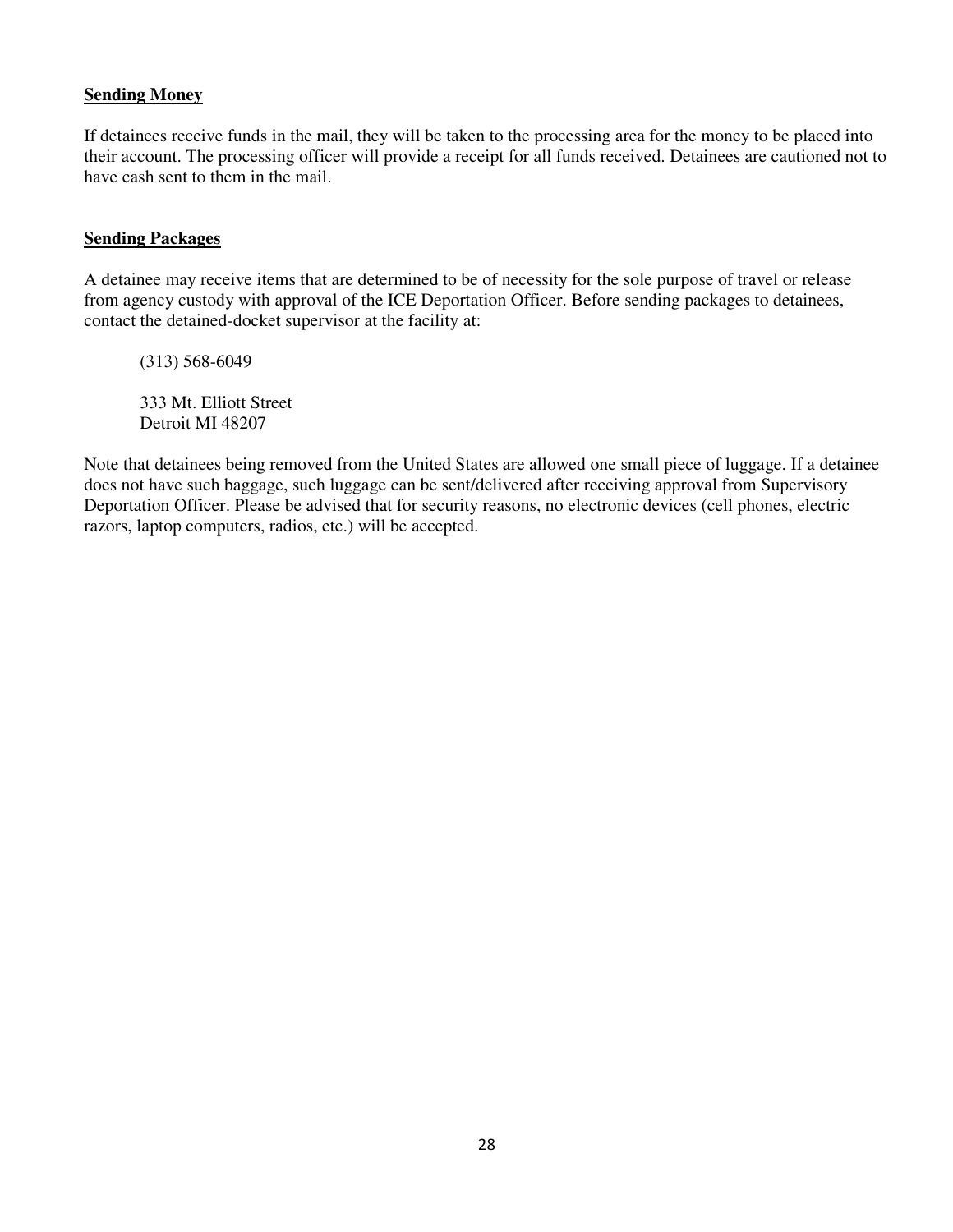## Sending Money

If detainees receive funds in the mail, they will be taken to the processing area for the money to be placed into their account. The processing officer will provide a receipt for all funds received. Detainees are cautioned not to have cash sent to them in the mail.

## Sending Packages

A detainee may receive items that are determined to be of necessity for the sole purpose of travel or release from agency custody with approval of the ICE Deportation Officer. Before sending packages to detainees, contact the detained-docket supervisor at the facility at:

(313) 568-6049

333 Mt. Elliott Street
Detroit MI 48207

Note that detainees being removed from the United States are allowed one small piece of luggage. If a detainee does not have such baggage, such luggage can be sent/delivered after receiving approval from Supervisory Deportation Officer. Please be advised that for security reasons, no electronic devices (cell phones, electric razors, laptop computers, radios, etc.) will be accepted.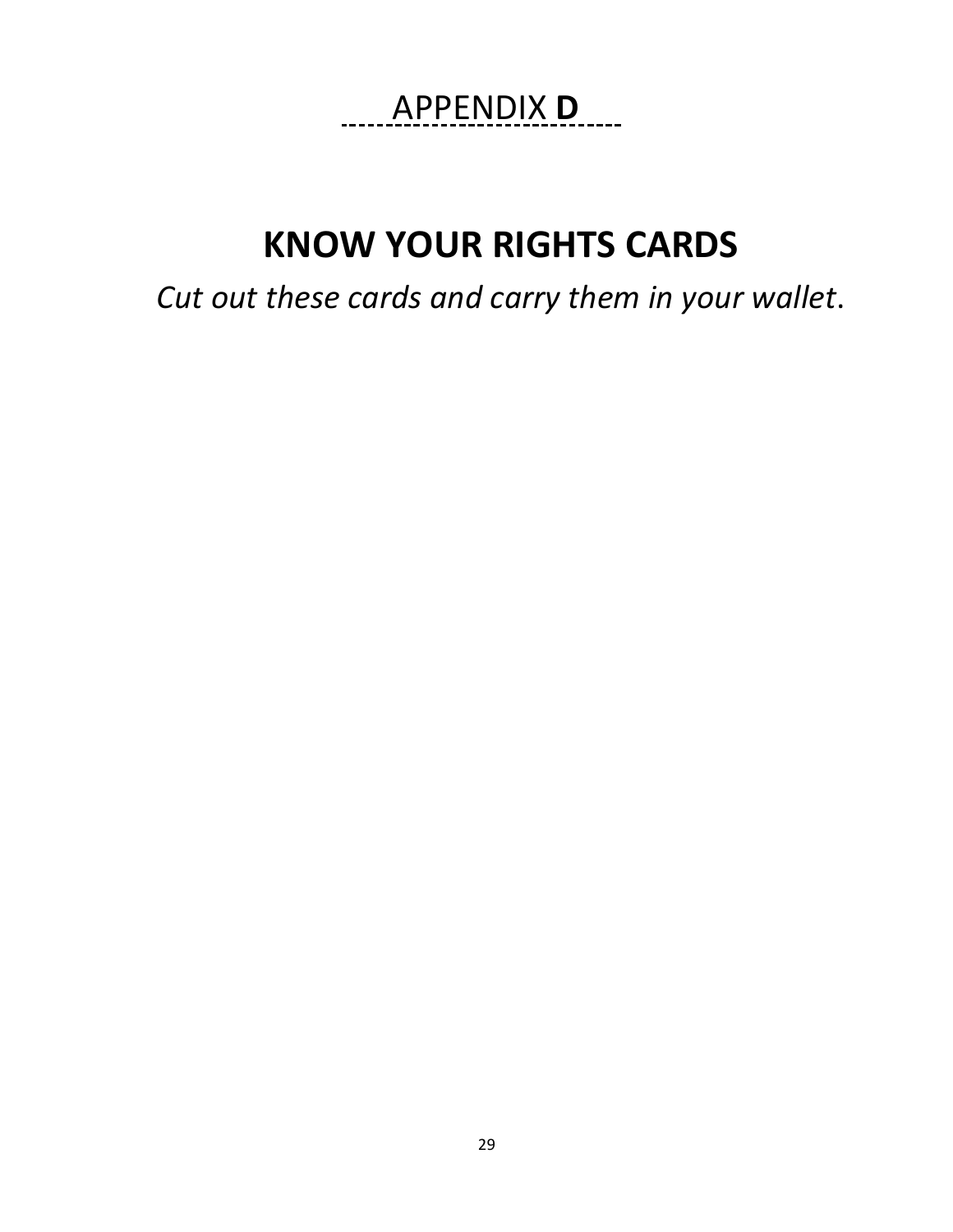APPENDIX **D**

# KNOW YOUR RIGHTS CARDS

*Cut out these cards and carry them in your wallet*.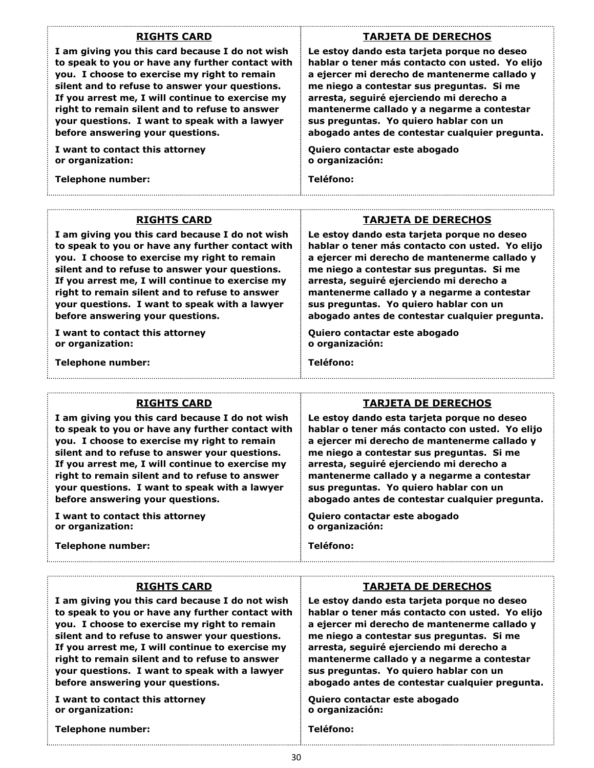**RIGHTS CARD**

**I am giving you this card because I do not wish to speak to you or have any further contact with you. I choose to exercise my right to remain silent and to refuse to answer your questions. If you arrest me, I will continue to exercise my right to remain silent and to refuse to answer your questions. I want to speak with a lawyer before answering your questions.**

**I want to contact this attorney or organization:**

**Telephone number:**

**TARJETA DE DERECHOS**

**Le estoy dando esta tarjeta porque no deseo hablar o tener más contacto con usted. Yo elijo a ejercer mi derecho de mantenerme callado y me niego a contestar sus preguntas. Si me arresta, seguiré ejerciendo mi derecho a mantenerme callado y a negarme a contestar sus preguntas. Yo quiero hablar con un abogado antes de contestar cualquier pregunta.**

**Quiero contactar este abogado o organización:**

**Teléfono:**

---

**RIGHTS CARD**

**I am giving you this card because I do not wish to speak to you or have any further contact with you. I choose to exercise my right to remain silent and to refuse to answer your questions. If you arrest me, I will continue to exercise my right to remain silent and to refuse to answer your questions. I want to speak with a lawyer before answering your questions.**

**I want to contact this attorney or organization:**

**Telephone number:**

**TARJETA DE DERECHOS**

**Le estoy dando esta tarjeta porque no deseo hablar o tener más contacto con usted. Yo elijo a ejercer mi derecho de mantenerme callado y me niego a contestar sus preguntas. Si me arresta, seguiré ejerciendo mi derecho a mantenerme callado y a negarme a contestar sus preguntas. Yo quiero hablar con un abogado antes de contestar cualquier pregunta.**

**Quiero contactar este abogado o organización:**

**Teléfono:**

---

**RIGHTS CARD**

**I am giving you this card because I do not wish to speak to you or have any further contact with you. I choose to exercise my right to remain silent and to refuse to answer your questions. If you arrest me, I will continue to exercise my right to remain silent and to refuse to answer your questions. I want to speak with a lawyer before answering your questions.**

**I want to contact this attorney or organization:**

**Telephone number:**

**TARJETA DE DERECHOS**

**Le estoy dando esta tarjeta porque no deseo hablar o tener más contacto con usted. Yo elijo a ejercer mi derecho de mantenerme callado y me niego a contestar sus preguntas. Si me arresta, seguiré ejerciendo mi derecho a mantenerme callado y a negarme a contestar sus preguntas. Yo quiero hablar con un abogado antes de contestar cualquier pregunta.**

**Quiero contactar este abogado o organización:**

**Teléfono:**

---

**RIGHTS CARD**

**I am giving you this card because I do not wish to speak to you or have any further contact with you. I choose to exercise my right to remain silent and to refuse to answer your questions. If you arrest me, I will continue to exercise my right to remain silent and to refuse to answer your questions. I want to speak with a lawyer before answering your questions.**

**I want to contact this attorney or organization:**

**Telephone number:**

**TARJETA DE DERECHOS**

**Le estoy dando esta tarjeta porque no deseo hablar o tener más contacto con usted. Yo elijo a ejercer mi derecho de mantenerme callado y me niego a contestar sus preguntas. Si me arresta, seguiré ejerciendo mi derecho a mantenerme callado y a negarme a contestar sus preguntas. Yo quiero hablar con un abogado antes de contestar cualquier pregunta.**

**Quiero contactar este abogado o organización:**

**Teléfono:**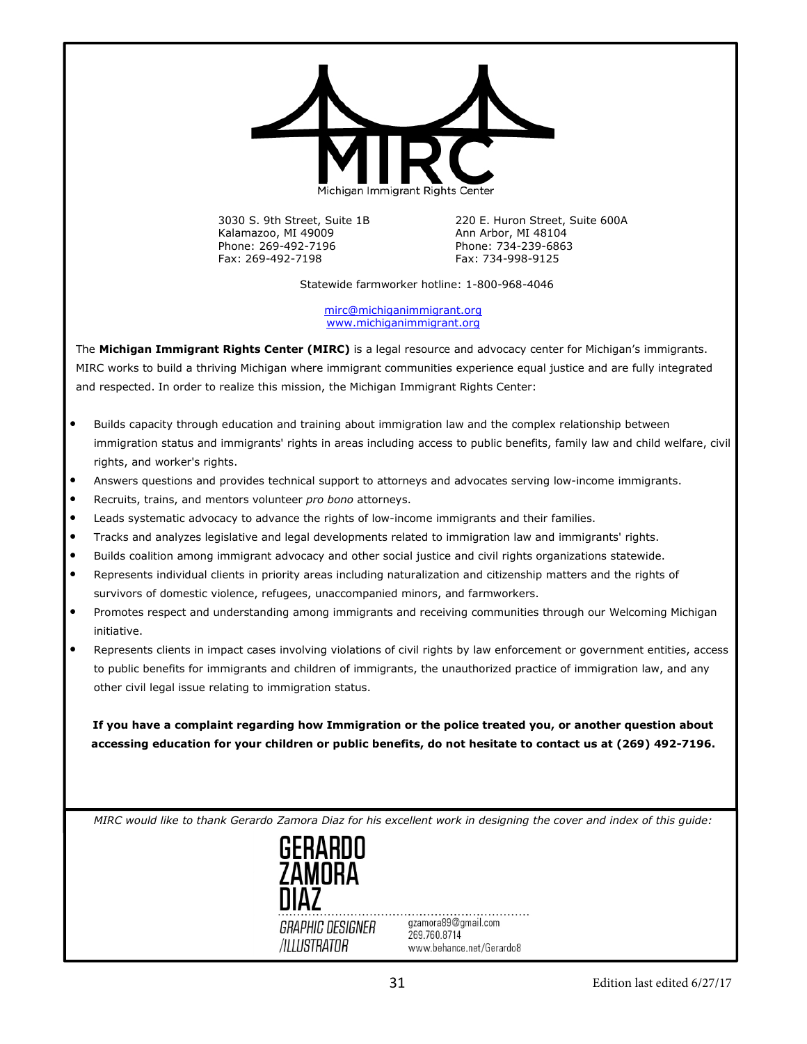MIRC

Michigan Immigrant Rights Center

3030 S. 9th Street, Suite 1B
Kalamazoo, MI 49009
Phone: 269-492-7196
Fax: 269-492-7198

220 E. Huron Street, Suite 600A
Ann Arbor, MI 48104
Phone: 734-239-6863
Fax: 734-998-9125

Statewide farmworker hotline: 1-800-968-4046

mirc@michiganimmigrant.org
www.michiganimmigrant.org

The **Michigan Immigrant Rights Center (MIRC)** is a legal resource and advocacy center for Michigan's immigrants. MIRC works to build a thriving Michigan where immigrant communities experience equal justice and are fully integrated and respected. In order to realize this mission, the Michigan Immigrant Rights Center:

- Builds capacity through education and training about immigration law and the complex relationship between immigration status and immigrants' rights in areas including access to public benefits, family law and child welfare, civil rights, and worker's rights.
- Answers questions and provides technical support to attorneys and advocates serving low-income immigrants.
- Recruits, trains, and mentors volunteer *pro bono* attorneys.
- Leads systematic advocacy to advance the rights of low-income immigrants and their families.
- Tracks and analyzes legislative and legal developments related to immigration law and immigrants' rights.
- Builds coalition among immigrant advocacy and other social justice and civil rights organizations statewide.
- Represents individual clients in priority areas including naturalization and citizenship matters and the rights of survivors of domestic violence, refugees, unaccompanied minors, and farmworkers.
- Promotes respect and understanding among immigrants and receiving communities through our Welcoming Michigan initiative.
- Represents clients in impact cases involving violations of civil rights by law enforcement or government entities, access to public benefits for immigrants and children of immigrants, the unauthorized practice of immigration law, and any other civil legal issue relating to immigration status.

**If you have a complaint regarding how Immigration or the police treated you, or another question about accessing education for your children or public benefits, do not hesitate to contact us at (269) 492-7196.**

*MIRC would like to thank Gerardo Zamora Diaz for his excellent work in designing the cover and index of this guide:*

GERARDO ZAMORA DIAZ

GRAPHIC DESIGNER /ILLUSTRATOR

gzamora89@gmail.com
269.760.8714
www.behance.net/Gerardo8

Edition last edited 6/27/17